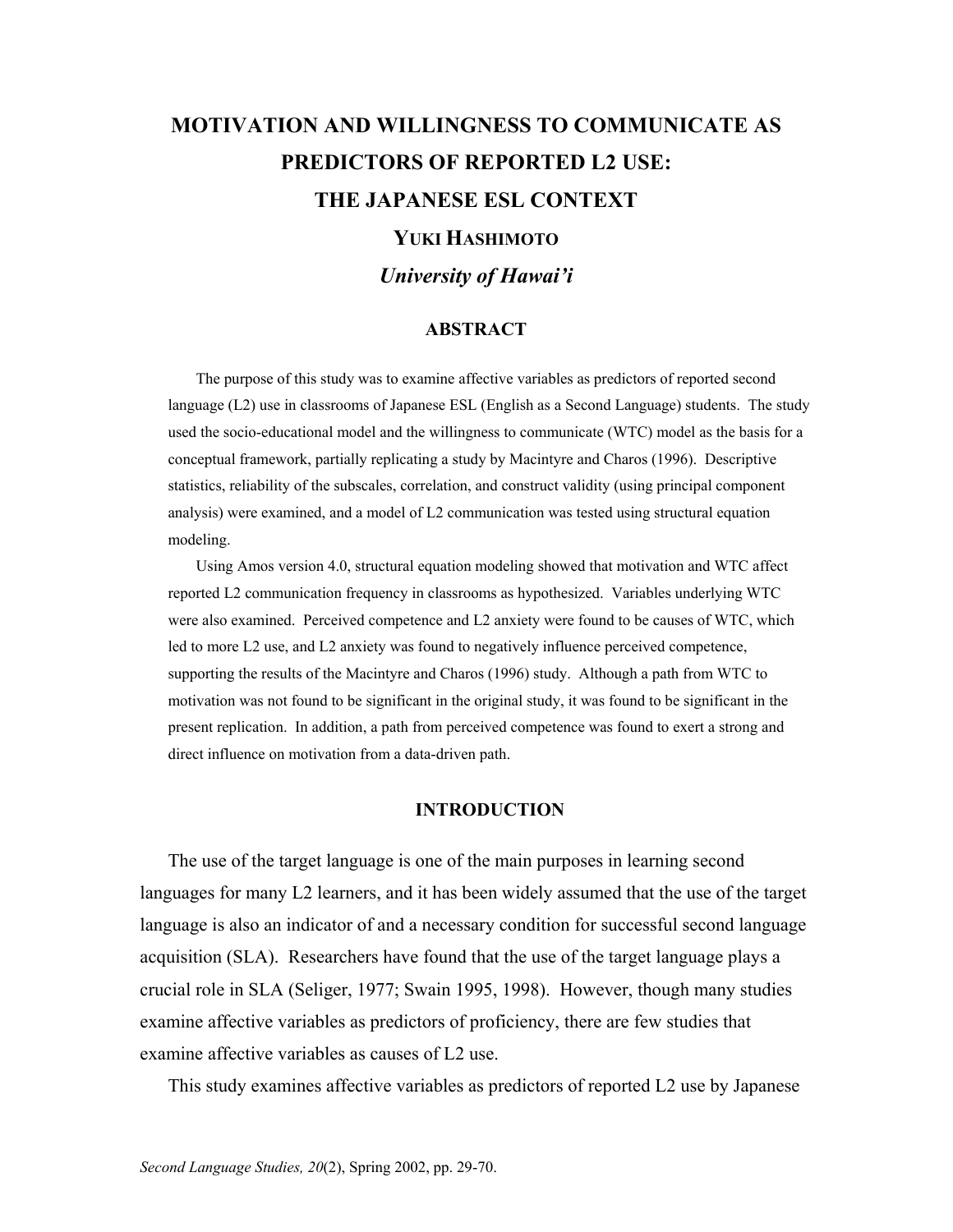# MOTIVATION AND WILLINGNESS TO COMMUNICATE AS PREDICTORS OF REPORTED L2 USE: THE JAPANESE ESL CONTEXT

**YUKI HASHIMOTO**

***University of Hawai'i***

## ABSTRACT

The purpose of this study was to examine affective variables as predictors of reported second language (L2) use in classrooms of Japanese ESL (English as a Second Language) students. The study used the socio-educational model and the willingness to communicate (WTC) model as the basis for a conceptual framework, partially replicating a study by Macintyre and Charos (1996). Descriptive statistics, reliability of the subscales, correlation, and construct validity (using principal component analysis) were examined, and a model of L2 communication was tested using structural equation modeling.

Using Amos version 4.0, structural equation modeling showed that motivation and WTC affect reported L2 communication frequency in classrooms as hypothesized. Variables underlying WTC were also examined. Perceived competence and L2 anxiety were found to be causes of WTC, which led to more L2 use, and L2 anxiety was found to negatively influence perceived competence, supporting the results of the Macintyre and Charos (1996) study. Although a path from WTC to motivation was not found to be significant in the original study, it was found to be significant in the present replication. In addition, a path from perceived competence was found to exert a strong and direct influence on motivation from a data-driven path.

## INTRODUCTION

The use of the target language is one of the main purposes in learning second languages for many L2 learners, and it has been widely assumed that the use of the target language is also an indicator of and a necessary condition for successful second language acquisition (SLA). Researchers have found that the use of the target language plays a crucial role in SLA (Seliger, 1977; Swain 1995, 1998). However, though many studies examine affective variables as predictors of proficiency, there are few studies that examine affective variables as causes of L2 use.

This study examines affective variables as predictors of reported L2 use by Japanese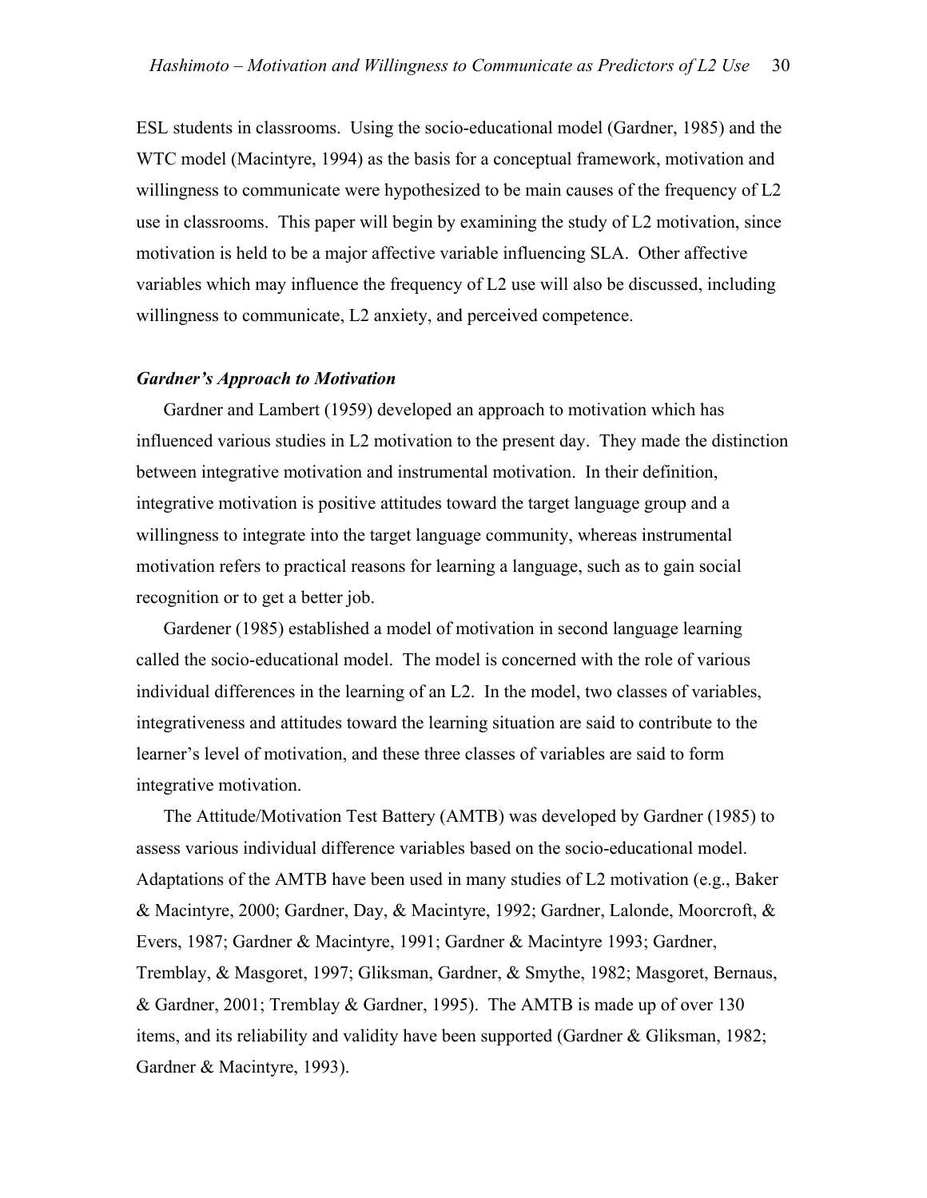ESL students in classrooms. Using the socio-educational model (Gardner, 1985) and the WTC model (Macintyre, 1994) as the basis for a conceptual framework, motivation and willingness to communicate were hypothesized to be main causes of the frequency of L2 use in classrooms. This paper will begin by examining the study of L2 motivation, since motivation is held to be a major affective variable influencing SLA. Other affective variables which may influence the frequency of L2 use will also be discussed, including willingness to communicate, L2 anxiety, and perceived competence.

### *Gardner's Approach to Motivation*

Gardner and Lambert (1959) developed an approach to motivation which has influenced various studies in L2 motivation to the present day. They made the distinction between integrative motivation and instrumental motivation. In their definition, integrative motivation is positive attitudes toward the target language group and a willingness to integrate into the target language community, whereas instrumental motivation refers to practical reasons for learning a language, such as to gain social recognition or to get a better job.

Gardener (1985) established a model of motivation in second language learning called the socio-educational model. The model is concerned with the role of various individual differences in the learning of an L2. In the model, two classes of variables, integrativeness and attitudes toward the learning situation are said to contribute to the learner's level of motivation, and these three classes of variables are said to form integrative motivation.

The Attitude/Motivation Test Battery (AMTB) was developed by Gardner (1985) to assess various individual difference variables based on the socio-educational model. Adaptations of the AMTB have been used in many studies of L2 motivation (e.g., Baker & Macintyre, 2000; Gardner, Day, & Macintyre, 1992; Gardner, Lalonde, Moorcroft, & Evers, 1987; Gardner & Macintyre, 1991; Gardner & Macintyre 1993; Gardner, Tremblay, & Masgoret, 1997; Gliksman, Gardner, & Smythe, 1982; Masgoret, Bernaus, & Gardner, 2001; Tremblay & Gardner, 1995). The AMTB is made up of over 130 items, and its reliability and validity have been supported (Gardner & Gliksman, 1982; Gardner & Macintyre, 1993).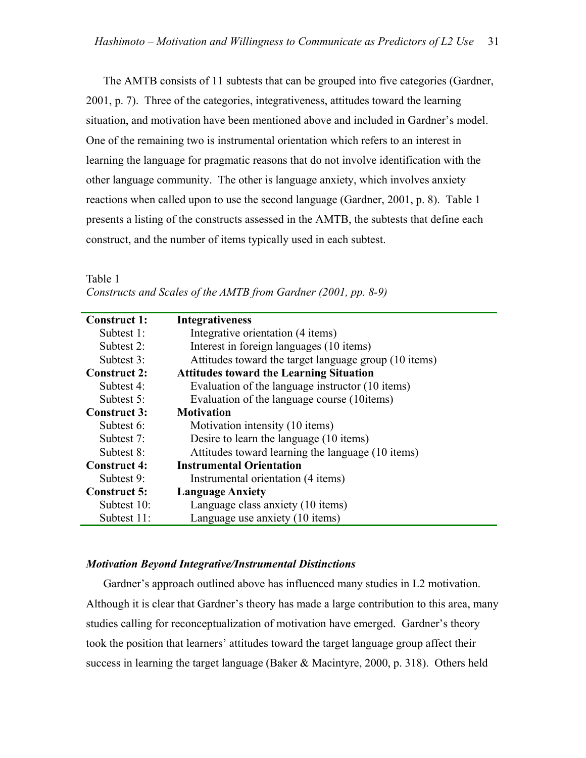The AMTB consists of 11 subtests that can be grouped into five categories (Gardner, 2001, p. 7). Three of the categories, integrativeness, attitudes toward the learning situation, and motivation have been mentioned above and included in Gardner's model. One of the remaining two is instrumental orientation which refers to an interest in learning the language for pragmatic reasons that do not involve identification with the other language community. The other is language anxiety, which involves anxiety reactions when called upon to use the second language (Gardner, 2001, p. 8). Table 1 presents a listing of the constructs assessed in the AMTB, the subtests that define each construct, and the number of items typically used in each subtest.

Table 1
*Constructs and Scales of the AMTB from Gardner (2001, pp. 8-9)*

| | |
|---|---|
| **Construct 1:** | **Integrativeness** |
| Subtest 1: | Integrative orientation (4 items) |
| Subtest 2: | Interest in foreign languages (10 items) |
| Subtest 3: | Attitudes toward the target language group (10 items) |
| **Construct 2:** | **Attitudes toward the Learning Situation** |
| Subtest 4: | Evaluation of the language instructor (10 items) |
| Subtest 5: | Evaluation of the language course (10items) |
| **Construct 3:** | **Motivation** |
| Subtest 6: | Motivation intensity (10 items) |
| Subtest 7: | Desire to learn the language (10 items) |
| Subtest 8: | Attitudes toward learning the language (10 items) |
| **Construct 4:** | **Instrumental Orientation** |
| Subtest 9: | Instrumental orientation (4 items) |
| **Construct 5:** | **Language Anxiety** |
| Subtest 10: | Language class anxiety (10 items) |
| Subtest 11: | Language use anxiety (10 items) |

### *Motivation Beyond Integrative/Instrumental Distinctions*

Gardner's approach outlined above has influenced many studies in L2 motivation. Although it is clear that Gardner's theory has made a large contribution to this area, many studies calling for reconceptualization of motivation have emerged. Gardner's theory took the position that learners' attitudes toward the target language group affect their success in learning the target language (Baker & Macintyre, 2000, p. 318). Others held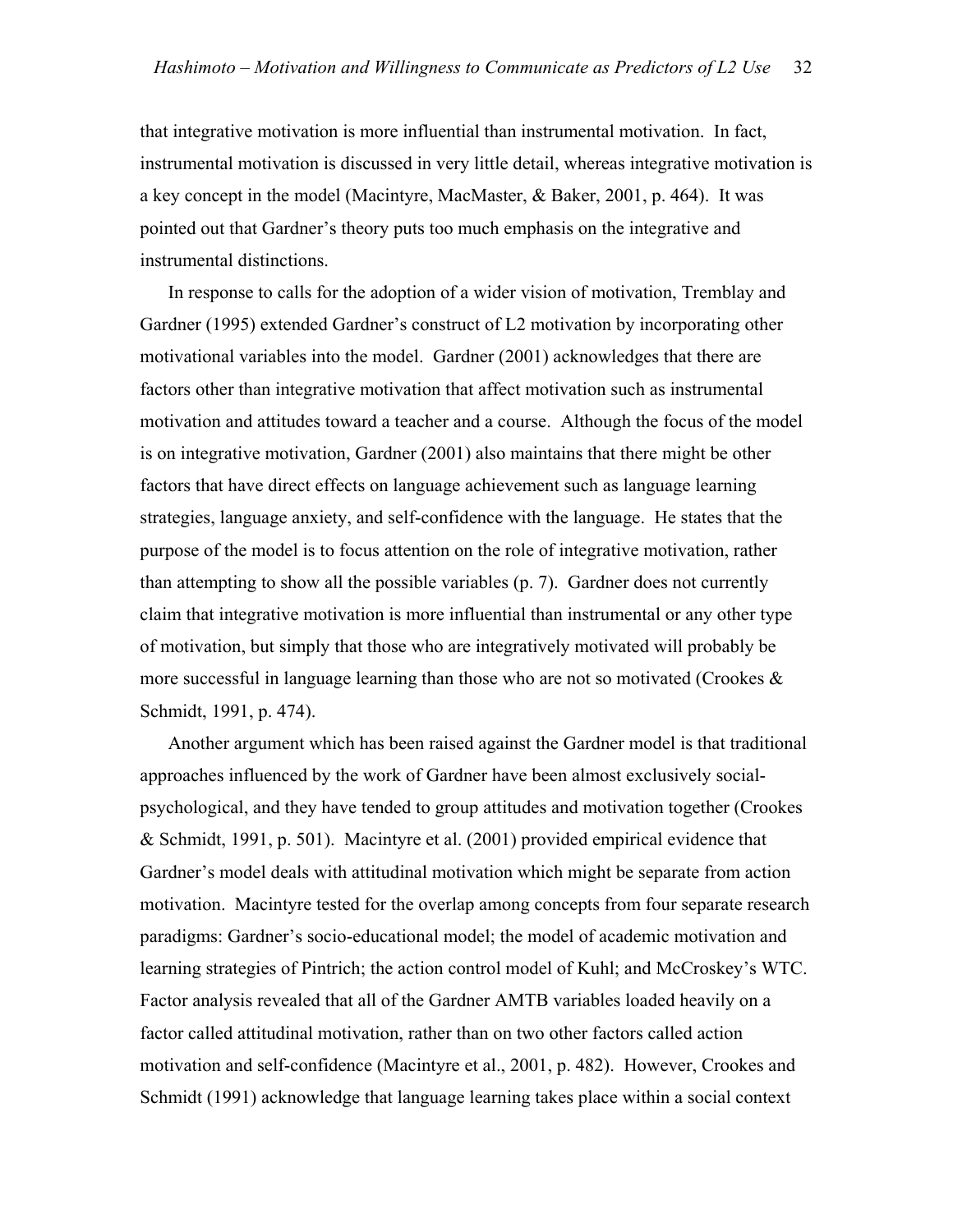that integrative motivation is more influential than instrumental motivation. In fact, instrumental motivation is discussed in very little detail, whereas integrative motivation is a key concept in the model (Macintyre, MacMaster, & Baker, 2001, p. 464). It was pointed out that Gardner's theory puts too much emphasis on the integrative and instrumental distinctions.

In response to calls for the adoption of a wider vision of motivation, Tremblay and Gardner (1995) extended Gardner's construct of L2 motivation by incorporating other motivational variables into the model. Gardner (2001) acknowledges that there are factors other than integrative motivation that affect motivation such as instrumental motivation and attitudes toward a teacher and a course. Although the focus of the model is on integrative motivation, Gardner (2001) also maintains that there might be other factors that have direct effects on language achievement such as language learning strategies, language anxiety, and self-confidence with the language. He states that the purpose of the model is to focus attention on the role of integrative motivation, rather than attempting to show all the possible variables (p. 7). Gardner does not currently claim that integrative motivation is more influential than instrumental or any other type of motivation, but simply that those who are integratively motivated will probably be more successful in language learning than those who are not so motivated (Crookes & Schmidt, 1991, p. 474).

Another argument which has been raised against the Gardner model is that traditional approaches influenced by the work of Gardner have been almost exclusively social-psychological, and they have tended to group attitudes and motivation together (Crookes & Schmidt, 1991, p. 501). Macintyre et al. (2001) provided empirical evidence that Gardner's model deals with attitudinal motivation which might be separate from action motivation. Macintyre tested for the overlap among concepts from four separate research paradigms: Gardner's socio-educational model; the model of academic motivation and learning strategies of Pintrich; the action control model of Kuhl; and McCroskey's WTC. Factor analysis revealed that all of the Gardner AMTB variables loaded heavily on a factor called attitudinal motivation, rather than on two other factors called action motivation and self-confidence (Macintyre et al., 2001, p. 482). However, Crookes and Schmidt (1991) acknowledge that language learning takes place within a social context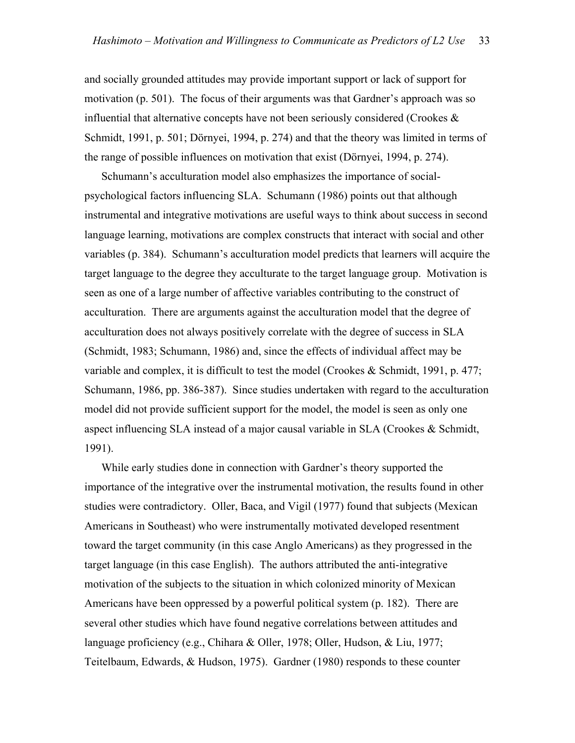and socially grounded attitudes may provide important support or lack of support for motivation (p. 501). The focus of their arguments was that Gardner's approach was so influential that alternative concepts have not been seriously considered (Crookes & Schmidt, 1991, p. 501; Dörnyei, 1994, p. 274) and that the theory was limited in terms of the range of possible influences on motivation that exist (Dörnyei, 1994, p. 274).

Schumann's acculturation model also emphasizes the importance of social-psychological factors influencing SLA. Schumann (1986) points out that although instrumental and integrative motivations are useful ways to think about success in second language learning, motivations are complex constructs that interact with social and other variables (p. 384). Schumann's acculturation model predicts that learners will acquire the target language to the degree they acculturate to the target language group. Motivation is seen as one of a large number of affective variables contributing to the construct of acculturation. There are arguments against the acculturation model that the degree of acculturation does not always positively correlate with the degree of success in SLA (Schmidt, 1983; Schumann, 1986) and, since the effects of individual affect may be variable and complex, it is difficult to test the model (Crookes & Schmidt, 1991, p. 477; Schumann, 1986, pp. 386-387). Since studies undertaken with regard to the acculturation model did not provide sufficient support for the model, the model is seen as only one aspect influencing SLA instead of a major causal variable in SLA (Crookes & Schmidt, 1991).

While early studies done in connection with Gardner's theory supported the importance of the integrative over the instrumental motivation, the results found in other studies were contradictory. Oller, Baca, and Vigil (1977) found that subjects (Mexican Americans in Southeast) who were instrumentally motivated developed resentment toward the target community (in this case Anglo Americans) as they progressed in the target language (in this case English). The authors attributed the anti-integrative motivation of the subjects to the situation in which colonized minority of Mexican Americans have been oppressed by a powerful political system (p. 182). There are several other studies which have found negative correlations between attitudes and language proficiency (e.g., Chihara & Oller, 1978; Oller, Hudson, & Liu, 1977; Teitelbaum, Edwards, & Hudson, 1975). Gardner (1980) responds to these counter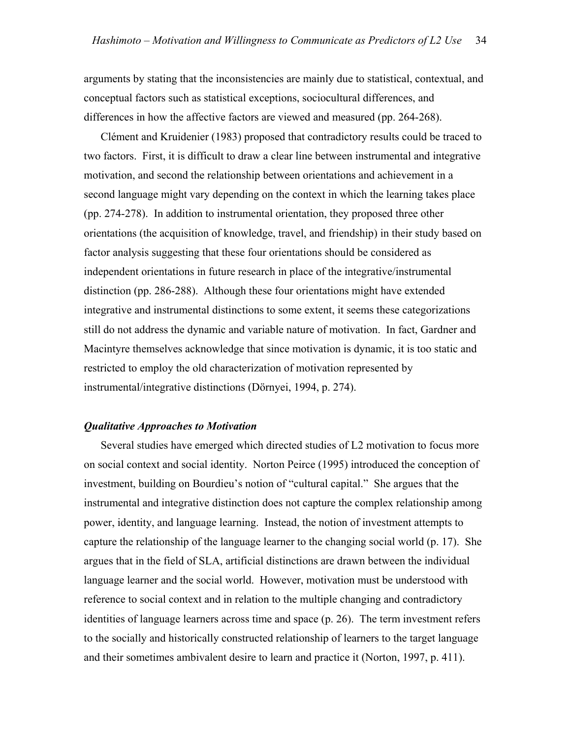arguments by stating that the inconsistencies are mainly due to statistical, contextual, and conceptual factors such as statistical exceptions, sociocultural differences, and differences in how the affective factors are viewed and measured (pp. 264-268).

Clément and Kruidenier (1983) proposed that contradictory results could be traced to two factors. First, it is difficult to draw a clear line between instrumental and integrative motivation, and second the relationship between orientations and achievement in a second language might vary depending on the context in which the learning takes place (pp. 274-278). In addition to instrumental orientation, they proposed three other orientations (the acquisition of knowledge, travel, and friendship) in their study based on factor analysis suggesting that these four orientations should be considered as independent orientations in future research in place of the integrative/instrumental distinction (pp. 286-288). Although these four orientations might have extended integrative and instrumental distinctions to some extent, it seems these categorizations still do not address the dynamic and variable nature of motivation. In fact, Gardner and Macintyre themselves acknowledge that since motivation is dynamic, it is too static and restricted to employ the old characterization of motivation represented by instrumental/integrative distinctions (Dörnyei, 1994, p. 274).

### *Qualitative Approaches to Motivation*

Several studies have emerged which directed studies of L2 motivation to focus more on social context and social identity. Norton Peirce (1995) introduced the conception of investment, building on Bourdieu's notion of "cultural capital." She argues that the instrumental and integrative distinction does not capture the complex relationship among power, identity, and language learning. Instead, the notion of investment attempts to capture the relationship of the language learner to the changing social world (p. 17). She argues that in the field of SLA, artificial distinctions are drawn between the individual language learner and the social world. However, motivation must be understood with reference to social context and in relation to the multiple changing and contradictory identities of language learners across time and space (p. 26). The term investment refers to the socially and historically constructed relationship of learners to the target language and their sometimes ambivalent desire to learn and practice it (Norton, 1997, p. 411).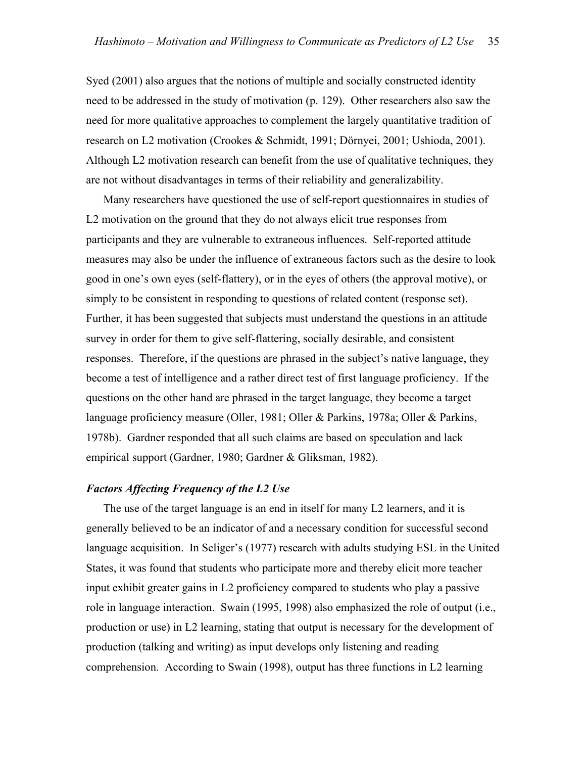Syed (2001) also argues that the notions of multiple and socially constructed identity need to be addressed in the study of motivation (p. 129). Other researchers also saw the need for more qualitative approaches to complement the largely quantitative tradition of research on L2 motivation (Crookes & Schmidt, 1991; Dörnyei, 2001; Ushioda, 2001). Although L2 motivation research can benefit from the use of qualitative techniques, they are not without disadvantages in terms of their reliability and generalizability.

Many researchers have questioned the use of self-report questionnaires in studies of L2 motivation on the ground that they do not always elicit true responses from participants and they are vulnerable to extraneous influences. Self-reported attitude measures may also be under the influence of extraneous factors such as the desire to look good in one's own eyes (self-flattery), or in the eyes of others (the approval motive), or simply to be consistent in responding to questions of related content (response set). Further, it has been suggested that subjects must understand the questions in an attitude survey in order for them to give self-flattering, socially desirable, and consistent responses. Therefore, if the questions are phrased in the subject's native language, they become a test of intelligence and a rather direct test of first language proficiency. If the questions on the other hand are phrased in the target language, they become a target language proficiency measure (Oller, 1981; Oller & Parkins, 1978a; Oller & Parkins, 1978b). Gardner responded that all such claims are based on speculation and lack empirical support (Gardner, 1980; Gardner & Gliksman, 1982).

### *Factors Affecting Frequency of the L2 Use*

The use of the target language is an end in itself for many L2 learners, and it is generally believed to be an indicator of and a necessary condition for successful second language acquisition. In Seliger's (1977) research with adults studying ESL in the United States, it was found that students who participate more and thereby elicit more teacher input exhibit greater gains in L2 proficiency compared to students who play a passive role in language interaction. Swain (1995, 1998) also emphasized the role of output (i.e., production or use) in L2 learning, stating that output is necessary for the development of production (talking and writing) as input develops only listening and reading comprehension. According to Swain (1998), output has three functions in L2 learning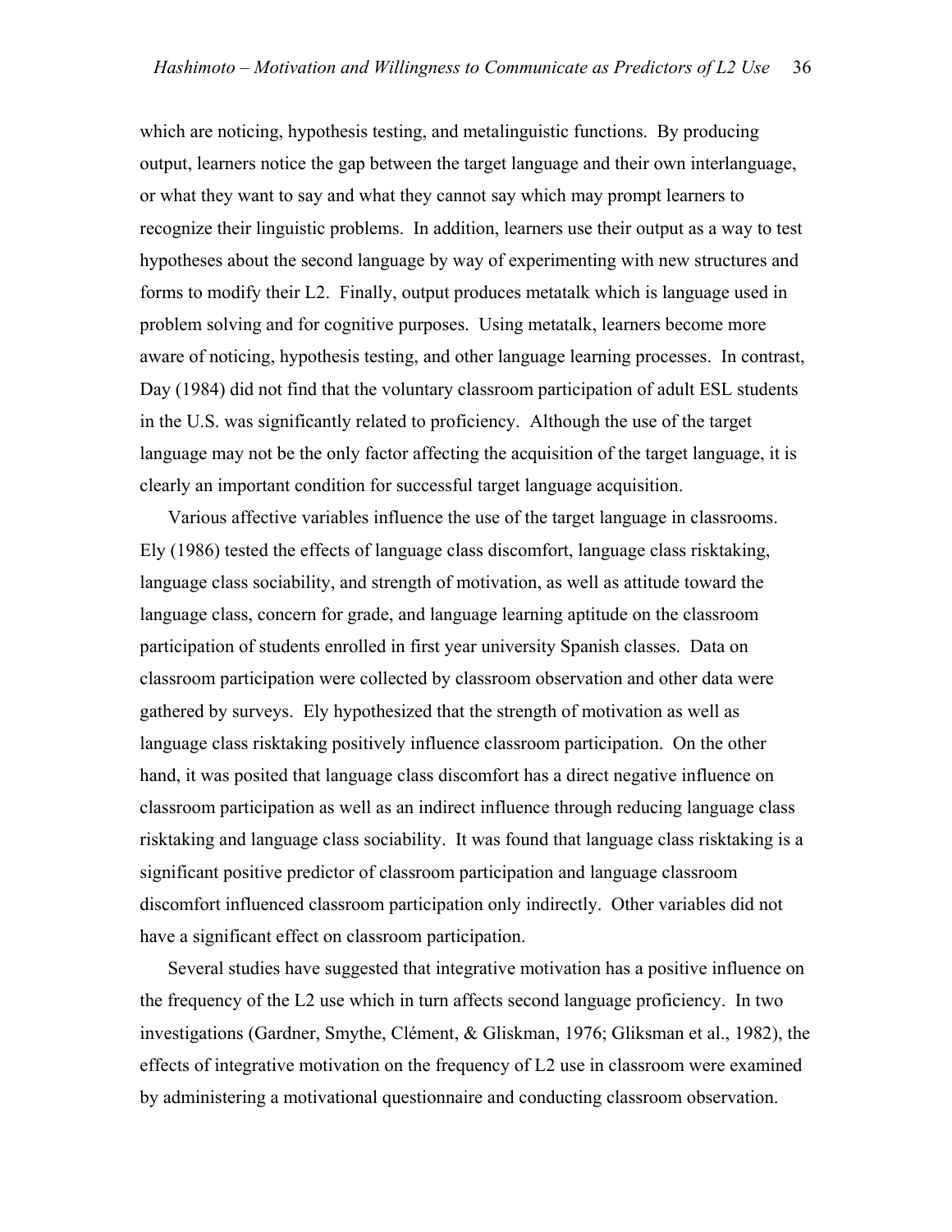which are noticing, hypothesis testing, and metalinguistic functions. By producing output, learners notice the gap between the target language and their own interlanguage, or what they want to say and what they cannot say which may prompt learners to recognize their linguistic problems. In addition, learners use their output as a way to test hypotheses about the second language by way of experimenting with new structures and forms to modify their L2. Finally, output produces metatalk which is language used in problem solving and for cognitive purposes. Using metatalk, learners become more aware of noticing, hypothesis testing, and other language learning processes. In contrast, Day (1984) did not find that the voluntary classroom participation of adult ESL students in the U.S. was significantly related to proficiency. Although the use of the target language may not be the only factor affecting the acquisition of the target language, it is clearly an important condition for successful target language acquisition.

Various affective variables influence the use of the target language in classrooms. Ely (1986) tested the effects of language class discomfort, language class risktaking, language class sociability, and strength of motivation, as well as attitude toward the language class, concern for grade, and language learning aptitude on the classroom participation of students enrolled in first year university Spanish classes. Data on classroom participation were collected by classroom observation and other data were gathered by surveys. Ely hypothesized that the strength of motivation as well as language class risktaking positively influence classroom participation. On the other hand, it was posited that language class discomfort has a direct negative influence on classroom participation as well as an indirect influence through reducing language class risktaking and language class sociability. It was found that language class risktaking is a significant positive predictor of classroom participation and language classroom discomfort influenced classroom participation only indirectly. Other variables did not have a significant effect on classroom participation.

Several studies have suggested that integrative motivation has a positive influence on the frequency of the L2 use which in turn affects second language proficiency. In two investigations (Gardner, Smythe, Clément, & Gliskman, 1976; Gliksman et al., 1982), the effects of integrative motivation on the frequency of L2 use in classroom were examined by administering a motivational questionnaire and conducting classroom observation.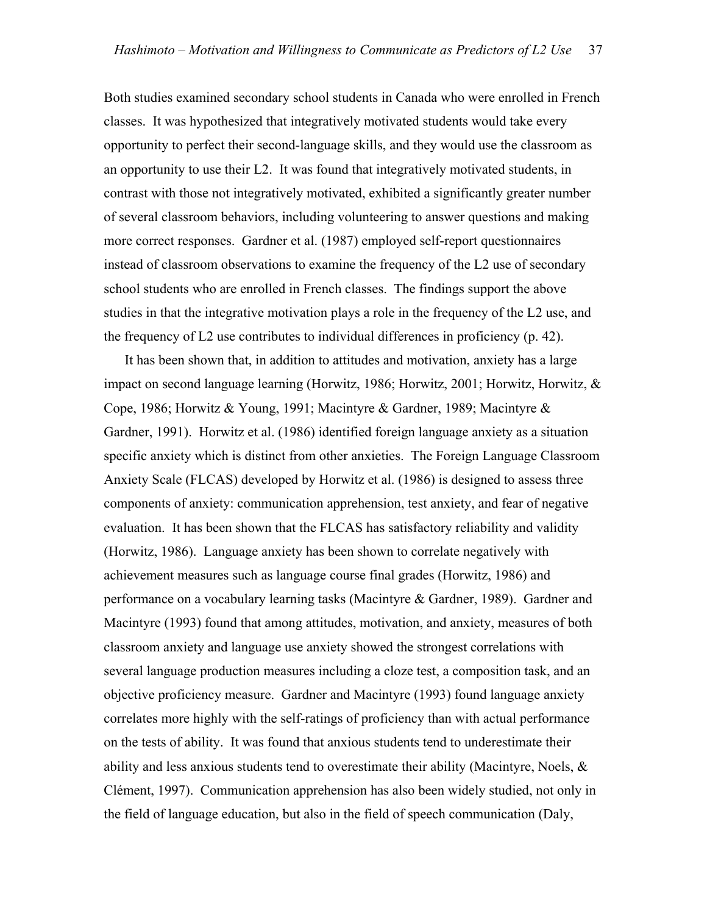Both studies examined secondary school students in Canada who were enrolled in French classes. It was hypothesized that integratively motivated students would take every opportunity to perfect their second-language skills, and they would use the classroom as an opportunity to use their L2. It was found that integratively motivated students, in contrast with those not integratively motivated, exhibited a significantly greater number of several classroom behaviors, including volunteering to answer questions and making more correct responses. Gardner et al. (1987) employed self-report questionnaires instead of classroom observations to examine the frequency of the L2 use of secondary school students who are enrolled in French classes. The findings support the above studies in that the integrative motivation plays a role in the frequency of the L2 use, and the frequency of L2 use contributes to individual differences in proficiency (p. 42).

It has been shown that, in addition to attitudes and motivation, anxiety has a large impact on second language learning (Horwitz, 1986; Horwitz, 2001; Horwitz, Horwitz, & Cope, 1986; Horwitz & Young, 1991; Macintyre & Gardner, 1989; Macintyre & Gardner, 1991). Horwitz et al. (1986) identified foreign language anxiety as a situation specific anxiety which is distinct from other anxieties. The Foreign Language Classroom Anxiety Scale (FLCAS) developed by Horwitz et al. (1986) is designed to assess three components of anxiety: communication apprehension, test anxiety, and fear of negative evaluation. It has been shown that the FLCAS has satisfactory reliability and validity (Horwitz, 1986). Language anxiety has been shown to correlate negatively with achievement measures such as language course final grades (Horwitz, 1986) and performance on a vocabulary learning tasks (Macintyre & Gardner, 1989). Gardner and Macintyre (1993) found that among attitudes, motivation, and anxiety, measures of both classroom anxiety and language use anxiety showed the strongest correlations with several language production measures including a cloze test, a composition task, and an objective proficiency measure. Gardner and Macintyre (1993) found language anxiety correlates more highly with the self-ratings of proficiency than with actual performance on the tests of ability. It was found that anxious students tend to underestimate their ability and less anxious students tend to overestimate their ability (Macintyre, Noels, & Clément, 1997). Communication apprehension has also been widely studied, not only in the field of language education, but also in the field of speech communication (Daly,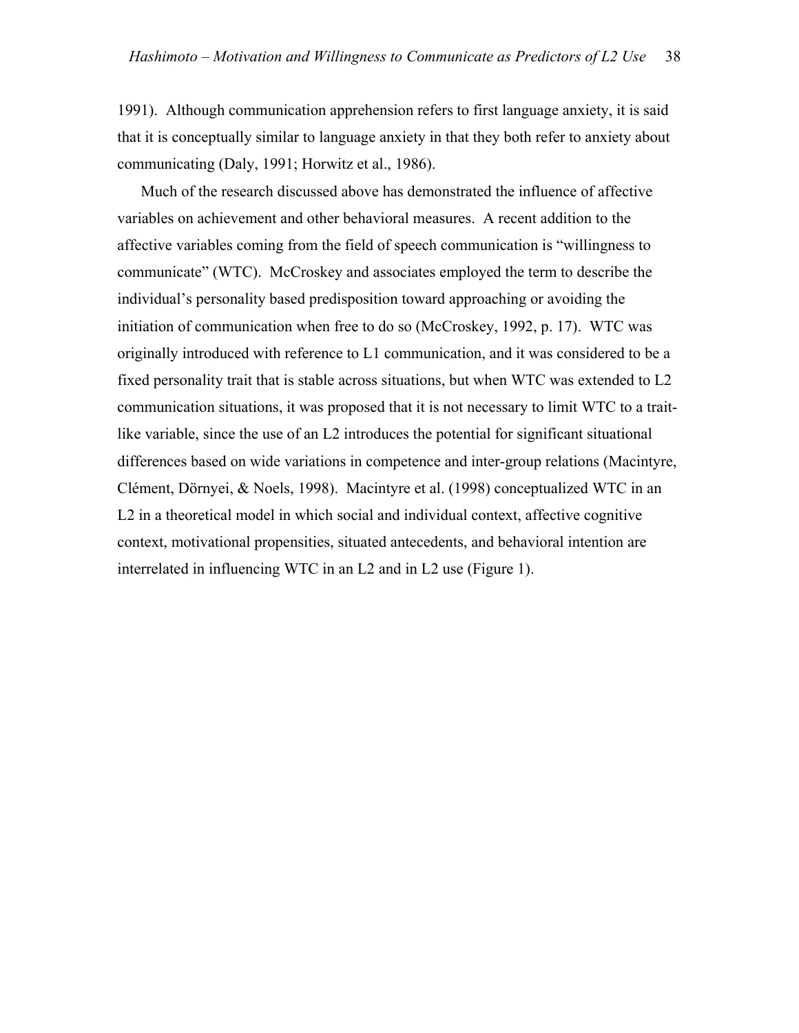1991). Although communication apprehension refers to first language anxiety, it is said that it is conceptually similar to language anxiety in that they both refer to anxiety about communicating (Daly, 1991; Horwitz et al., 1986).

Much of the research discussed above has demonstrated the influence of affective variables on achievement and other behavioral measures. A recent addition to the affective variables coming from the field of speech communication is “willingness to communicate” (WTC). McCroskey and associates employed the term to describe the individual’s personality based predisposition toward approaching or avoiding the initiation of communication when free to do so (McCroskey, 1992, p. 17). WTC was originally introduced with reference to L1 communication, and it was considered to be a fixed personality trait that is stable across situations, but when WTC was extended to L2 communication situations, it was proposed that it is not necessary to limit WTC to a trait-like variable, since the use of an L2 introduces the potential for significant situational differences based on wide variations in competence and inter-group relations (Macintyre, Clément, Dörnyei, & Noels, 1998). Macintyre et al. (1998) conceptualized WTC in an L2 in a theoretical model in which social and individual context, affective cognitive context, motivational propensities, situated antecedents, and behavioral intention are interrelated in influencing WTC in an L2 and in L2 use (Figure 1).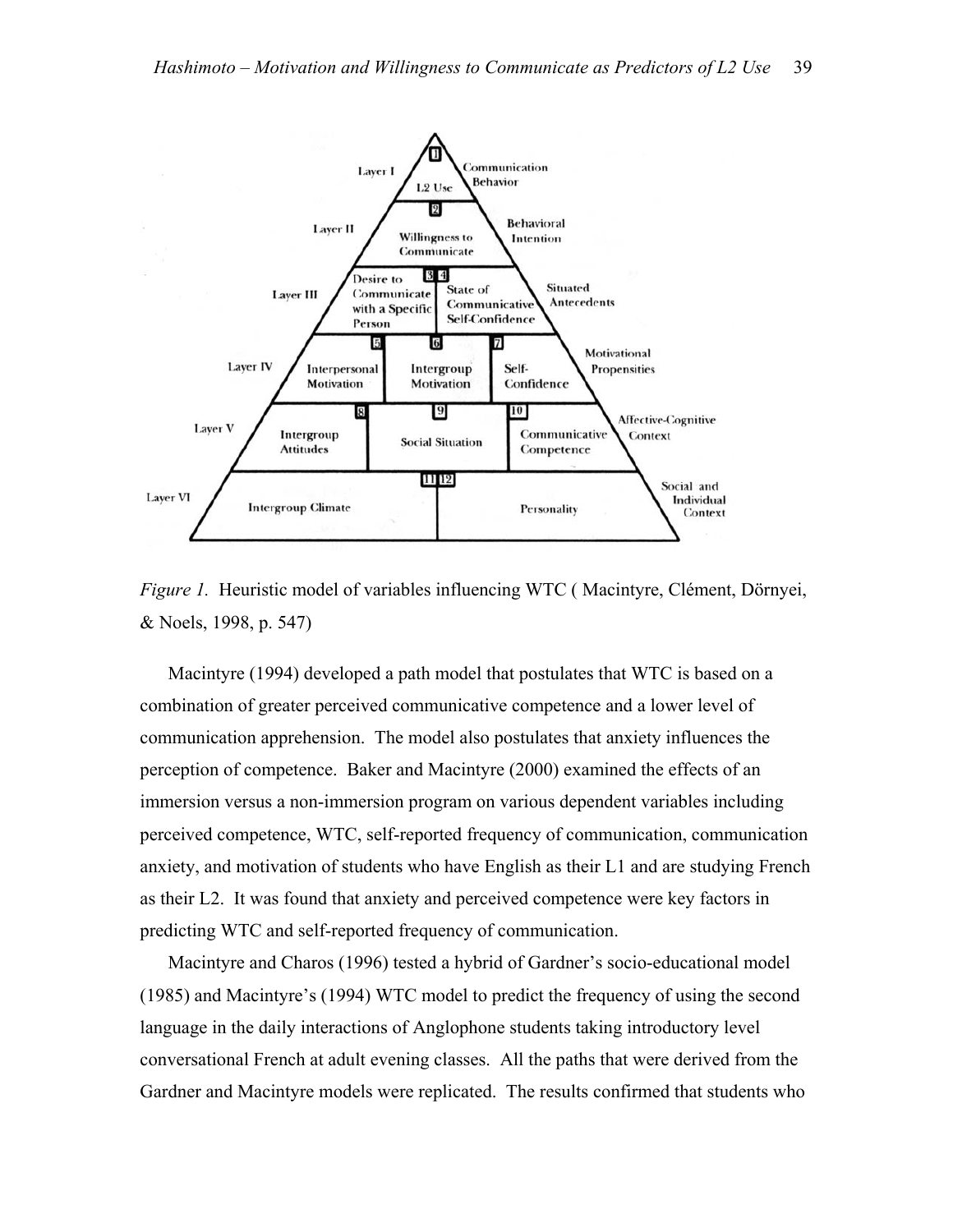*Figure 1.* Heuristic model of variables influencing WTC ( Macintyre, Clément, Dörnyei, & Noels, 1998, p. 547)

Macintyre (1994) developed a path model that postulates that WTC is based on a combination of greater perceived communicative competence and a lower level of communication apprehension. The model also postulates that anxiety influences the perception of competence. Baker and Macintyre (2000) examined the effects of an immersion versus a non-immersion program on various dependent variables including perceived competence, WTC, self-reported frequency of communication, communication anxiety, and motivation of students who have English as their L1 and are studying French as their L2. It was found that anxiety and perceived competence were key factors in predicting WTC and self-reported frequency of communication.

Macintyre and Charos (1996) tested a hybrid of Gardner's socio-educational model (1985) and Macintyre's (1994) WTC model to predict the frequency of using the second language in the daily interactions of Anglophone students taking introductory level conversational French at adult evening classes. All the paths that were derived from the Gardner and Macintyre models were replicated. The results confirmed that students who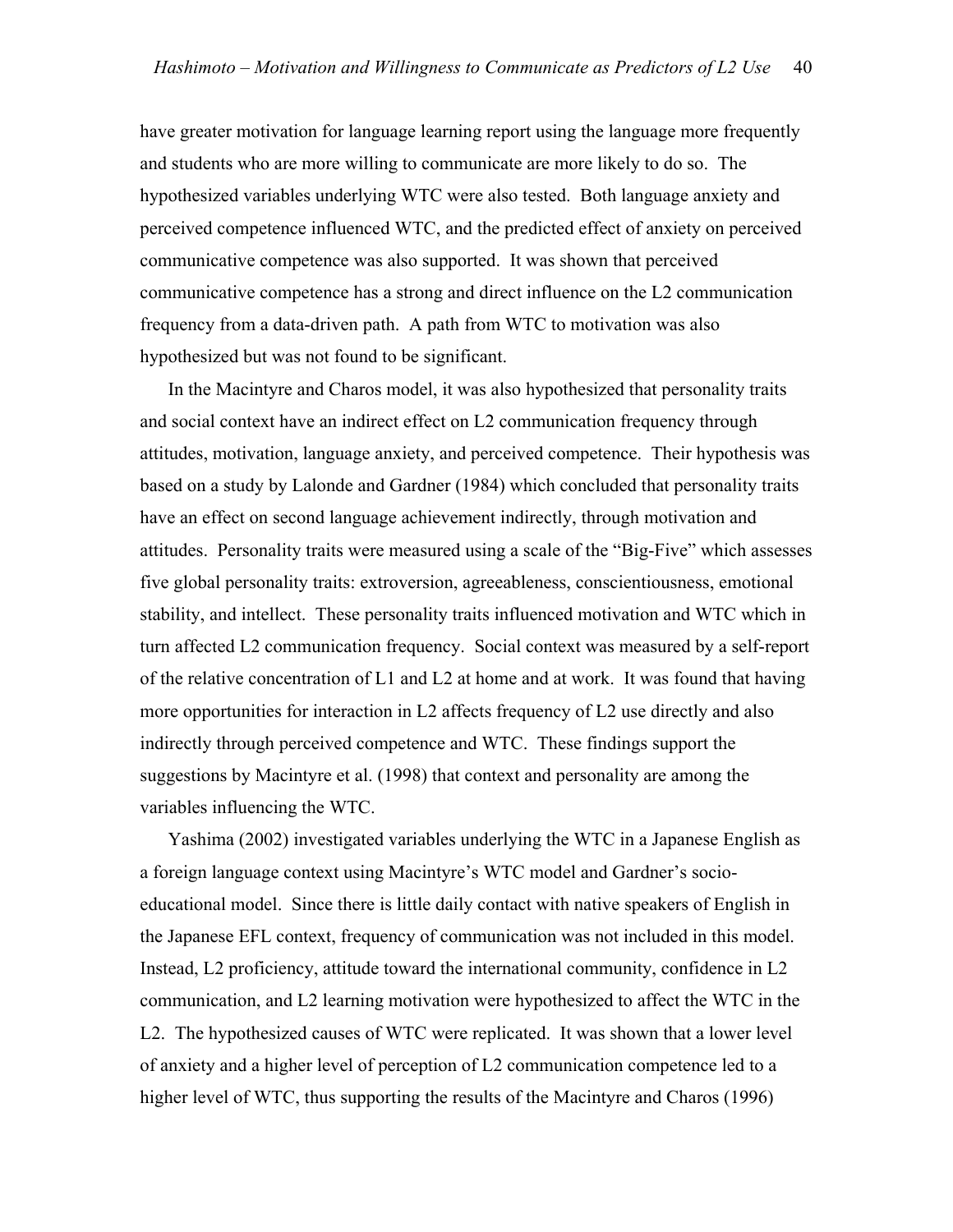have greater motivation for language learning report using the language more frequently and students who are more willing to communicate are more likely to do so. The hypothesized variables underlying WTC were also tested. Both language anxiety and perceived competence influenced WTC, and the predicted effect of anxiety on perceived communicative competence was also supported. It was shown that perceived communicative competence has a strong and direct influence on the L2 communication frequency from a data-driven path. A path from WTC to motivation was also hypothesized but was not found to be significant.

In the Macintyre and Charos model, it was also hypothesized that personality traits and social context have an indirect effect on L2 communication frequency through attitudes, motivation, language anxiety, and perceived competence. Their hypothesis was based on a study by Lalonde and Gardner (1984) which concluded that personality traits have an effect on second language achievement indirectly, through motivation and attitudes. Personality traits were measured using a scale of the "Big-Five" which assesses five global personality traits: extroversion, agreeableness, conscientiousness, emotional stability, and intellect. These personality traits influenced motivation and WTC which in turn affected L2 communication frequency. Social context was measured by a self-report of the relative concentration of L1 and L2 at home and at work. It was found that having more opportunities for interaction in L2 affects frequency of L2 use directly and also indirectly through perceived competence and WTC. These findings support the suggestions by Macintyre et al. (1998) that context and personality are among the variables influencing the WTC.

Yashima (2002) investigated variables underlying the WTC in a Japanese English as a foreign language context using Macintyre's WTC model and Gardner's socio-educational model. Since there is little daily contact with native speakers of English in the Japanese EFL context, frequency of communication was not included in this model. Instead, L2 proficiency, attitude toward the international community, confidence in L2 communication, and L2 learning motivation were hypothesized to affect the WTC in the L2. The hypothesized causes of WTC were replicated. It was shown that a lower level of anxiety and a higher level of perception of L2 communication competence led to a higher level of WTC, thus supporting the results of the Macintyre and Charos (1996)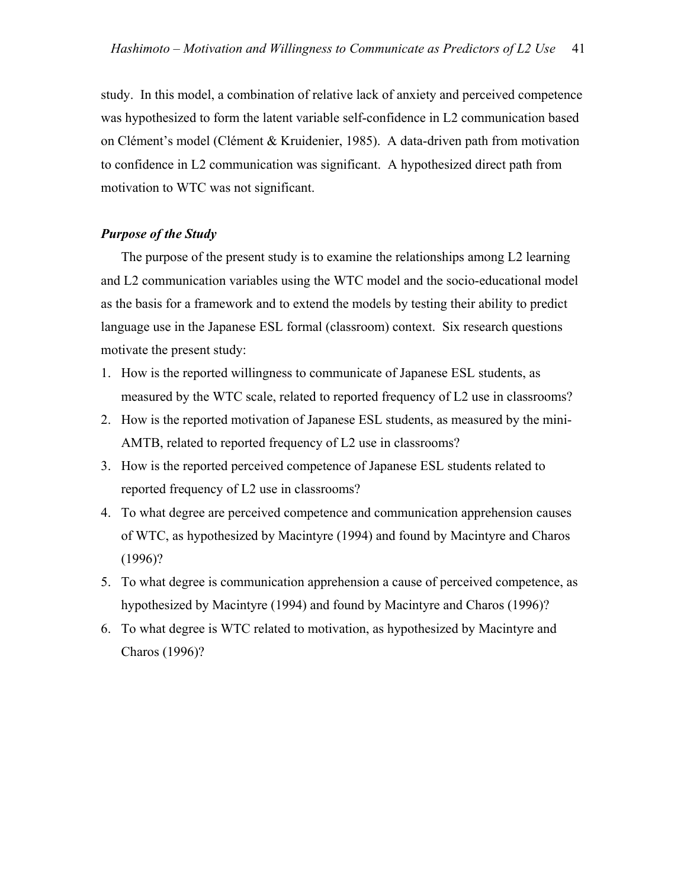study. In this model, a combination of relative lack of anxiety and perceived competence was hypothesized to form the latent variable self-confidence in L2 communication based on Clément's model (Clément & Kruidenier, 1985). A data-driven path from motivation to confidence in L2 communication was significant. A hypothesized direct path from motivation to WTC was not significant.

### *Purpose of the Study*

The purpose of the present study is to examine the relationships among L2 learning and L2 communication variables using the WTC model and the socio-educational model as the basis for a framework and to extend the models by testing their ability to predict language use in the Japanese ESL formal (classroom) context. Six research questions motivate the present study:

1. How is the reported willingness to communicate of Japanese ESL students, as measured by the WTC scale, related to reported frequency of L2 use in classrooms?
2. How is the reported motivation of Japanese ESL students, as measured by the mini-AMTB, related to reported frequency of L2 use in classrooms?
3. How is the reported perceived competence of Japanese ESL students related to reported frequency of L2 use in classrooms?
4. To what degree are perceived competence and communication apprehension causes of WTC, as hypothesized by Macintyre (1994) and found by Macintyre and Charos (1996)?
5. To what degree is communication apprehension a cause of perceived competence, as hypothesized by Macintyre (1994) and found by Macintyre and Charos (1996)?
6. To what degree is WTC related to motivation, as hypothesized by Macintyre and Charos (1996)?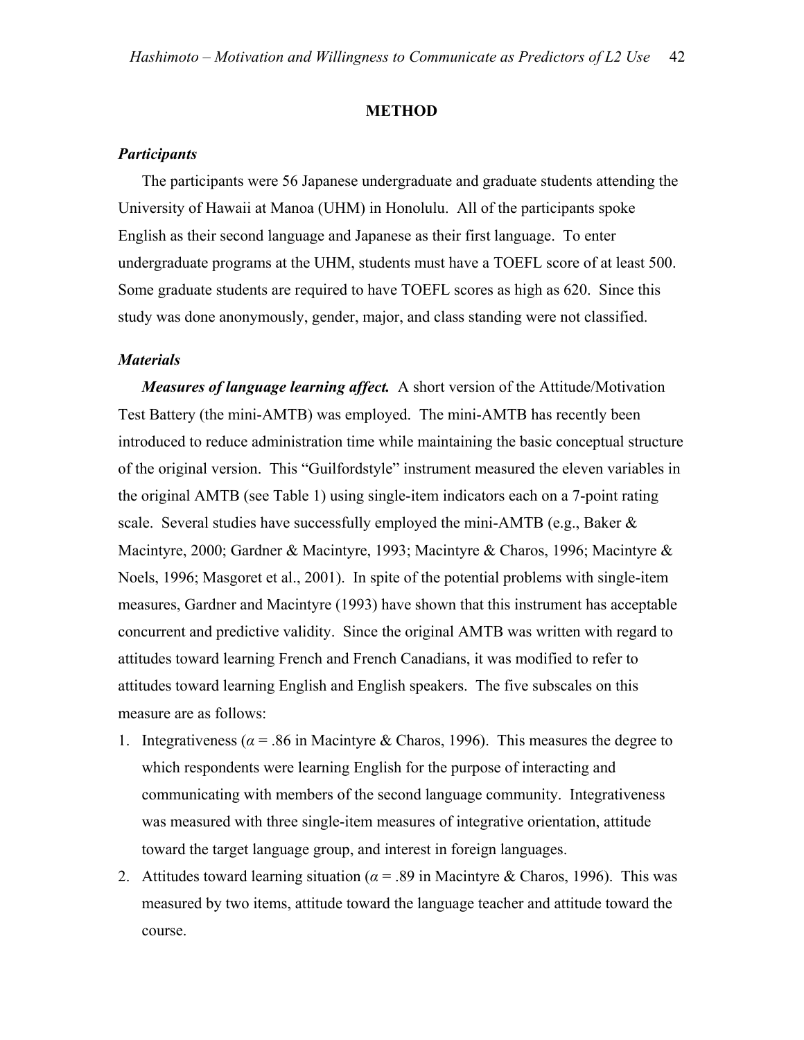## METHOD

### *Participants*

The participants were 56 Japanese undergraduate and graduate students attending the University of Hawaii at Manoa (UHM) in Honolulu. All of the participants spoke English as their second language and Japanese as their first language. To enter undergraduate programs at the UHM, students must have a TOEFL score of at least 500. Some graduate students are required to have TOEFL scores as high as 620. Since this study was done anonymously, gender, major, and class standing were not classified.

### *Materials*

***Measures of language learning affect.*** A short version of the Attitude/Motivation Test Battery (the mini-AMTB) was employed. The mini-AMTB has recently been introduced to reduce administration time while maintaining the basic conceptual structure of the original version. This "Guilfordstyle" instrument measured the eleven variables in the original AMTB (see Table 1) using single-item indicators each on a 7-point rating scale. Several studies have successfully employed the mini-AMTB (e.g., Baker & Macintyre, 2000; Gardner & Macintyre, 1993; Macintyre & Charos, 1996; Macintyre & Noels, 1996; Masgoret et al., 2001). In spite of the potential problems with single-item measures, Gardner and Macintyre (1993) have shown that this instrument has acceptable concurrent and predictive validity. Since the original AMTB was written with regard to attitudes toward learning French and French Canadians, it was modified to refer to attitudes toward learning English and English speakers. The five subscales on this measure are as follows:

1. Integrativeness ($\alpha$ = .86 in Macintyre & Charos, 1996). This measures the degree to which respondents were learning English for the purpose of interacting and communicating with members of the second language community. Integrativeness was measured with three single-item measures of integrative orientation, attitude toward the target language group, and interest in foreign languages.
2. Attitudes toward learning situation ($\alpha$ = .89 in Macintyre & Charos, 1996). This was measured by two items, attitude toward the language teacher and attitude toward the course.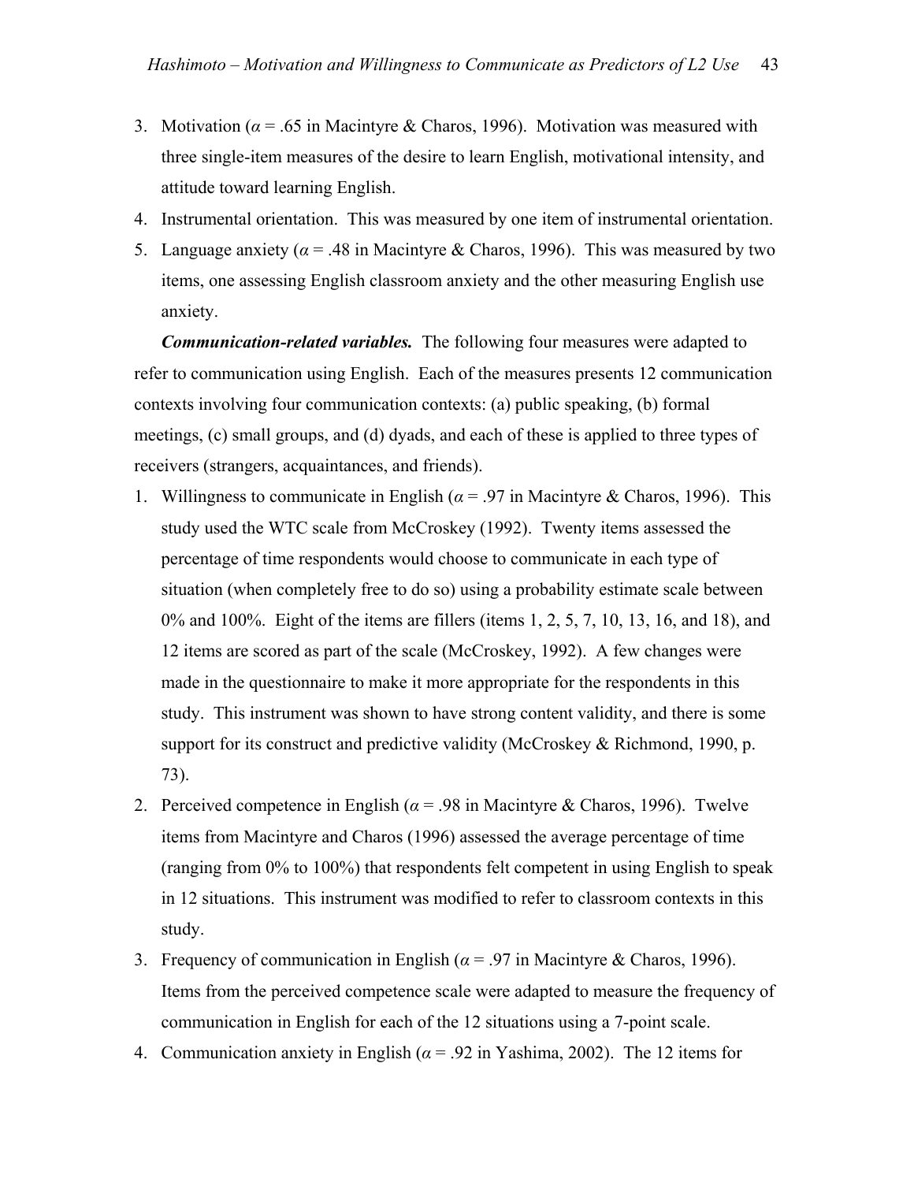3. Motivation ($\alpha$ = .65 in Macintyre & Charos, 1996). Motivation was measured with three single-item measures of the desire to learn English, motivational intensity, and attitude toward learning English.
4. Instrumental orientation. This was measured by one item of instrumental orientation.
5. Language anxiety ($\alpha$ = .48 in Macintyre & Charos, 1996). This was measured by two items, one assessing English classroom anxiety and the other measuring English use anxiety.

***Communication-related variables.*** The following four measures were adapted to refer to communication using English. Each of the measures presents 12 communication contexts involving four communication contexts: (a) public speaking, (b) formal meetings, (c) small groups, and (d) dyads, and each of these is applied to three types of receivers (strangers, acquaintances, and friends).

1. Willingness to communicate in English ($\alpha$ = .97 in Macintyre & Charos, 1996). This study used the WTC scale from McCroskey (1992). Twenty items assessed the percentage of time respondents would choose to communicate in each type of situation (when completely free to do so) using a probability estimate scale between 0% and 100%. Eight of the items are fillers (items 1, 2, 5, 7, 10, 13, 16, and 18), and 12 items are scored as part of the scale (McCroskey, 1992). A few changes were made in the questionnaire to make it more appropriate for the respondents in this study. This instrument was shown to have strong content validity, and there is some support for its construct and predictive validity (McCroskey & Richmond, 1990, p. 73).
2. Perceived competence in English ($\alpha$ = .98 in Macintyre & Charos, 1996). Twelve items from Macintyre and Charos (1996) assessed the average percentage of time (ranging from 0% to 100%) that respondents felt competent in using English to speak in 12 situations. This instrument was modified to refer to classroom contexts in this study.
3. Frequency of communication in English ($\alpha$ = .97 in Macintyre & Charos, 1996). Items from the perceived competence scale were adapted to measure the frequency of communication in English for each of the 12 situations using a 7-point scale.
4. Communication anxiety in English ($\alpha$ = .92 in Yashima, 2002). The 12 items for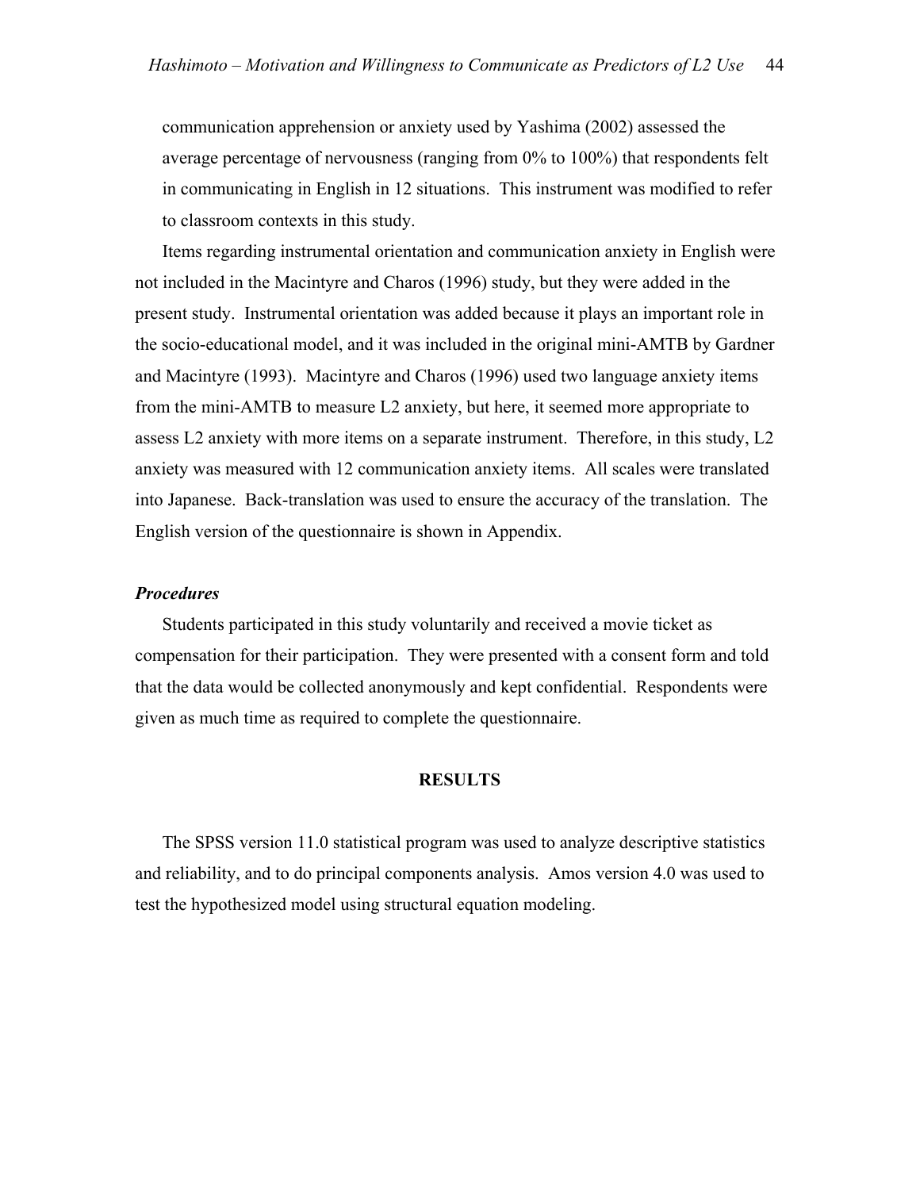communication apprehension or anxiety used by Yashima (2002) assessed the average percentage of nervousness (ranging from 0% to 100%) that respondents felt in communicating in English in 12 situations. This instrument was modified to refer to classroom contexts in this study.

Items regarding instrumental orientation and communication anxiety in English were not included in the Macintyre and Charos (1996) study, but they were added in the present study. Instrumental orientation was added because it plays an important role in the socio-educational model, and it was included in the original mini-AMTB by Gardner and Macintyre (1993). Macintyre and Charos (1996) used two language anxiety items from the mini-AMTB to measure L2 anxiety, but here, it seemed more appropriate to assess L2 anxiety with more items on a separate instrument. Therefore, in this study, L2 anxiety was measured with 12 communication anxiety items. All scales were translated into Japanese. Back-translation was used to ensure the accuracy of the translation. The English version of the questionnaire is shown in Appendix.

### *Procedures*

Students participated in this study voluntarily and received a movie ticket as compensation for their participation. They were presented with a consent form and told that the data would be collected anonymously and kept confidential. Respondents were given as much time as required to complete the questionnaire.

## RESULTS

The SPSS version 11.0 statistical program was used to analyze descriptive statistics and reliability, and to do principal components analysis. Amos version 4.0 was used to test the hypothesized model using structural equation modeling.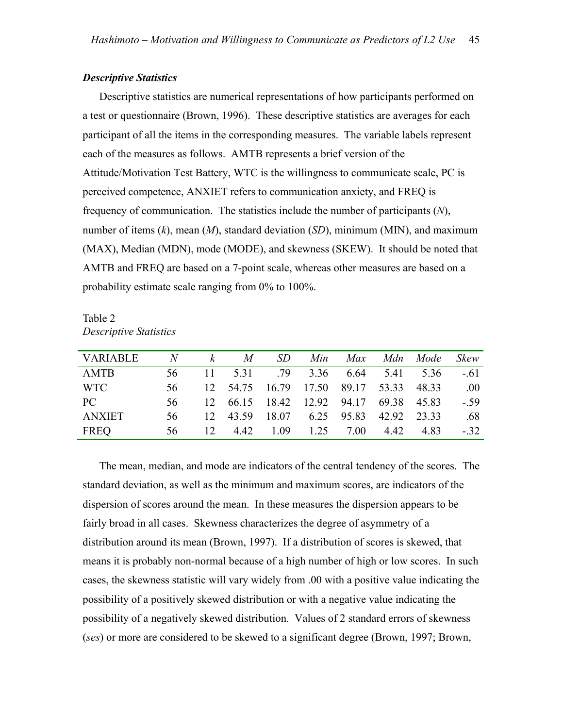### *Descriptive Statistics*

Descriptive statistics are numerical representations of how participants performed on a test or questionnaire (Brown, 1996). These descriptive statistics are averages for each participant of all the items in the corresponding measures. The variable labels represent each of the measures as follows. AMTB represents a brief version of the Attitude/Motivation Test Battery, WTC is the willingness to communicate scale, PC is perceived competence, ANXIET refers to communication anxiety, and FREQ is frequency of communication. The statistics include the number of participants (*N*), number of items (*k*), mean (*M*), standard deviation (*SD*), minimum (MIN), and maximum (MAX), Median (MDN), mode (MODE), and skewness (SKEW). It should be noted that AMTB and FREQ are based on a 7-point scale, whereas other measures are based on a probability estimate scale ranging from 0% to 100%.

Table 2
*Descriptive Statistics*

| VARIABLE | *N* | *k* | *M* | *SD* | *Min* | *Max* | *Mdn* | *Mode* | *Skew* |
|---|---|---|---|---|---|---|---|---|---|
| AMTB | 56 | 11 | 5.31 | .79 | 3.36 | 6.64 | 5.41 | 5.36 | -.61 |
| WTC | 56 | 12 | 54.75 | 16.79 | 17.50 | 89.17 | 53.33 | 48.33 | .00 |
| PC | 56 | 12 | 66.15 | 18.42 | 12.92 | 94.17 | 69.38 | 45.83 | -.59 |
| ANXIET | 56 | 12 | 43.59 | 18.07 | 6.25 | 95.83 | 42.92 | 23.33 | .68 |
| FREQ | 56 | 12 | 4.42 | 1.09 | 1.25 | 7.00 | 4.42 | 4.83 | -.32 |

The mean, median, and mode are indicators of the central tendency of the scores. The standard deviation, as well as the minimum and maximum scores, are indicators of the dispersion of scores around the mean. In these measures the dispersion appears to be fairly broad in all cases. Skewness characterizes the degree of asymmetry of a distribution around its mean (Brown, 1997). If a distribution of scores is skewed, that means it is probably non-normal because of a high number of high or low scores. In such cases, the skewness statistic will vary widely from .00 with a positive value indicating the possibility of a positively skewed distribution or with a negative value indicating the possibility of a negatively skewed distribution. Values of 2 standard errors of skewness (*ses*) or more are considered to be skewed to a significant degree (Brown, 1997; Brown,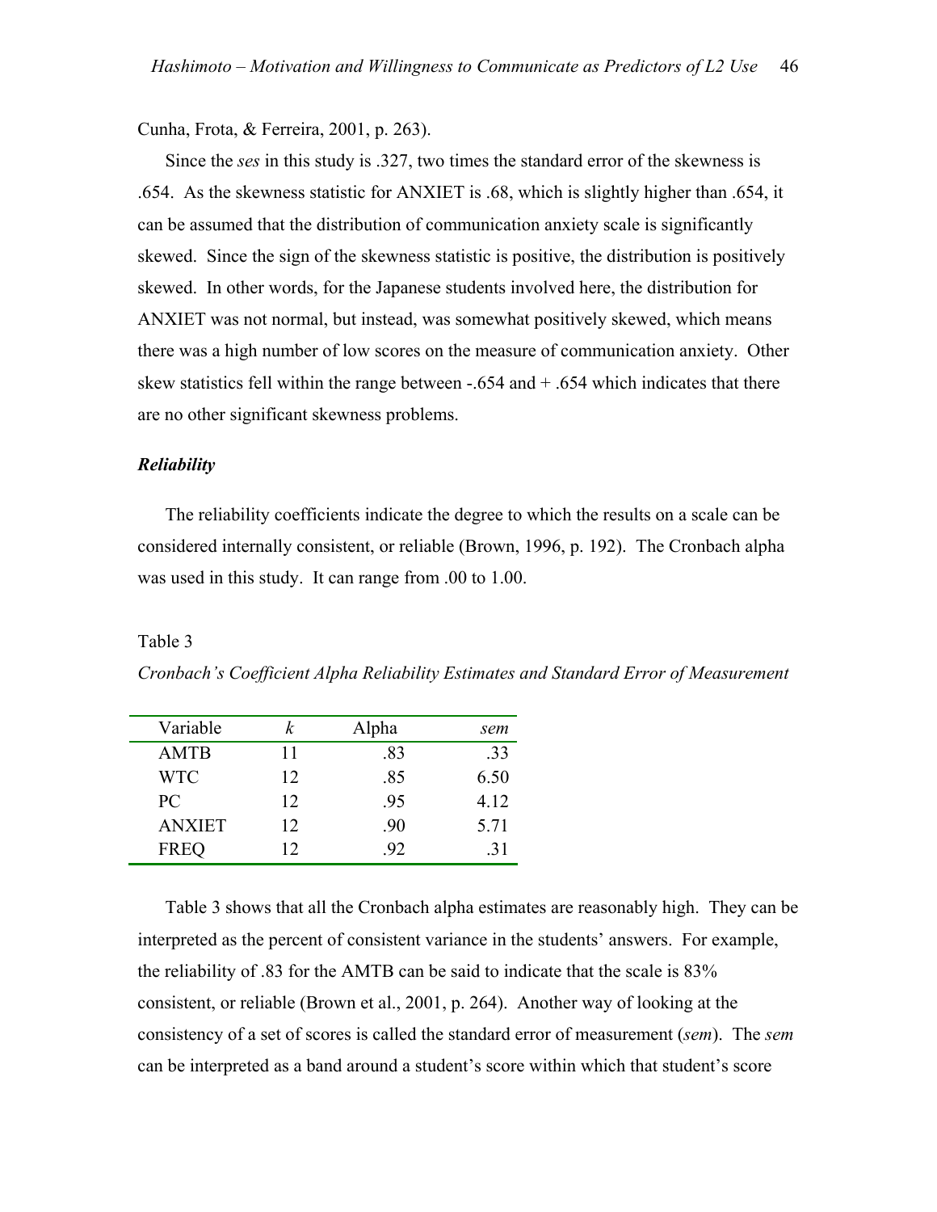Cunha, Frota, & Ferreira, 2001, p. 263).

Since the *ses* in this study is .327, two times the standard error of the skewness is .654. As the skewness statistic for ANXIET is .68, which is slightly higher than .654, it can be assumed that the distribution of communication anxiety scale is significantly skewed. Since the sign of the skewness statistic is positive, the distribution is positively skewed. In other words, for the Japanese students involved here, the distribution for ANXIET was not normal, but instead, was somewhat positively skewed, which means there was a high number of low scores on the measure of communication anxiety. Other skew statistics fell within the range between -.654 and + .654 which indicates that there are no other significant skewness problems.

### *Reliability*

The reliability coefficients indicate the degree to which the results on a scale can be considered internally consistent, or reliable (Brown, 1996, p. 192). The Cronbach alpha was used in this study. It can range from .00 to 1.00.

Table 3

*Cronbach's Coefficient Alpha Reliability Estimates and Standard Error of Measurement*

| Variable | *k* | Alpha | *sem* |
|---|---|---|---|
| AMTB | 11 | .83 | .33 |
| WTC | 12 | .85 | 6.50 |
| PC | 12 | .95 | 4.12 |
| ANXIET | 12 | .90 | 5.71 |
| FREQ | 12 | .92 | .31 |

Table 3 shows that all the Cronbach alpha estimates are reasonably high. They can be interpreted as the percent of consistent variance in the students' answers. For example, the reliability of .83 for the AMTB can be said to indicate that the scale is 83% consistent, or reliable (Brown et al., 2001, p. 264). Another way of looking at the consistency of a set of scores is called the standard error of measurement (*sem*). The *sem* can be interpreted as a band around a student's score within which that student's score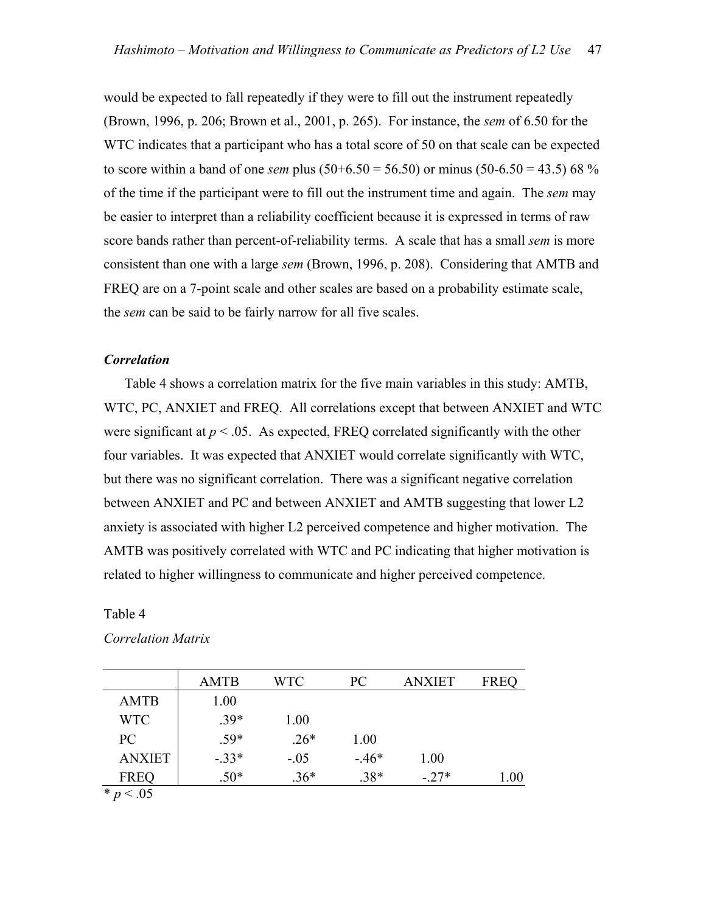would be expected to fall repeatedly if they were to fill out the instrument repeatedly (Brown, 1996, p. 206; Brown et al., 2001, p. 265). For instance, the *sem* of 6.50 for the WTC indicates that a participant who has a total score of 50 on that scale can be expected to score within a band of one *sem* plus (50+6.50 = 56.50) or minus (50-6.50 = 43.5) 68 % of the time if the participant were to fill out the instrument time and again. The *sem* may be easier to interpret than a reliability coefficient because it is expressed in terms of raw score bands rather than percent-of-reliability terms. A scale that has a small *sem* is more consistent than one with a large *sem* (Brown, 1996, p. 208). Considering that AMTB and FREQ are on a 7-point scale and other scales are based on a probability estimate scale, the *sem* can be said to be fairly narrow for all five scales.

### *Correlation*

Table 4 shows a correlation matrix for the five main variables in this study: AMTB, WTC, PC, ANXIET and FREQ. All correlations except that between ANXIET and WTC were significant at $p < .05$. As expected, FREQ correlated significantly with the other four variables. It was expected that ANXIET would correlate significantly with WTC, but there was no significant correlation. There was a significant negative correlation between ANXIET and PC and between ANXIET and AMTB suggesting that lower L2 anxiety is associated with higher L2 perceived competence and higher motivation. The AMTB was positively correlated with WTC and PC indicating that higher motivation is related to higher willingness to communicate and higher perceived competence.

Table 4

*Correlation Matrix*

| | AMTB | WTC | PC | ANXIET | FREQ |
|---|---|---|---|---|---|
| AMTB | 1.00 | | | | |
| WTC | .39* | 1.00 | | | |
| PC | .59* | .26* | 1.00 | | |
| ANXIET | -.33* | -.05 | -.46* | 1.00 | |
| FREQ | .50* | .36* | .38* | -.27* | 1.00 |

* $p < .05$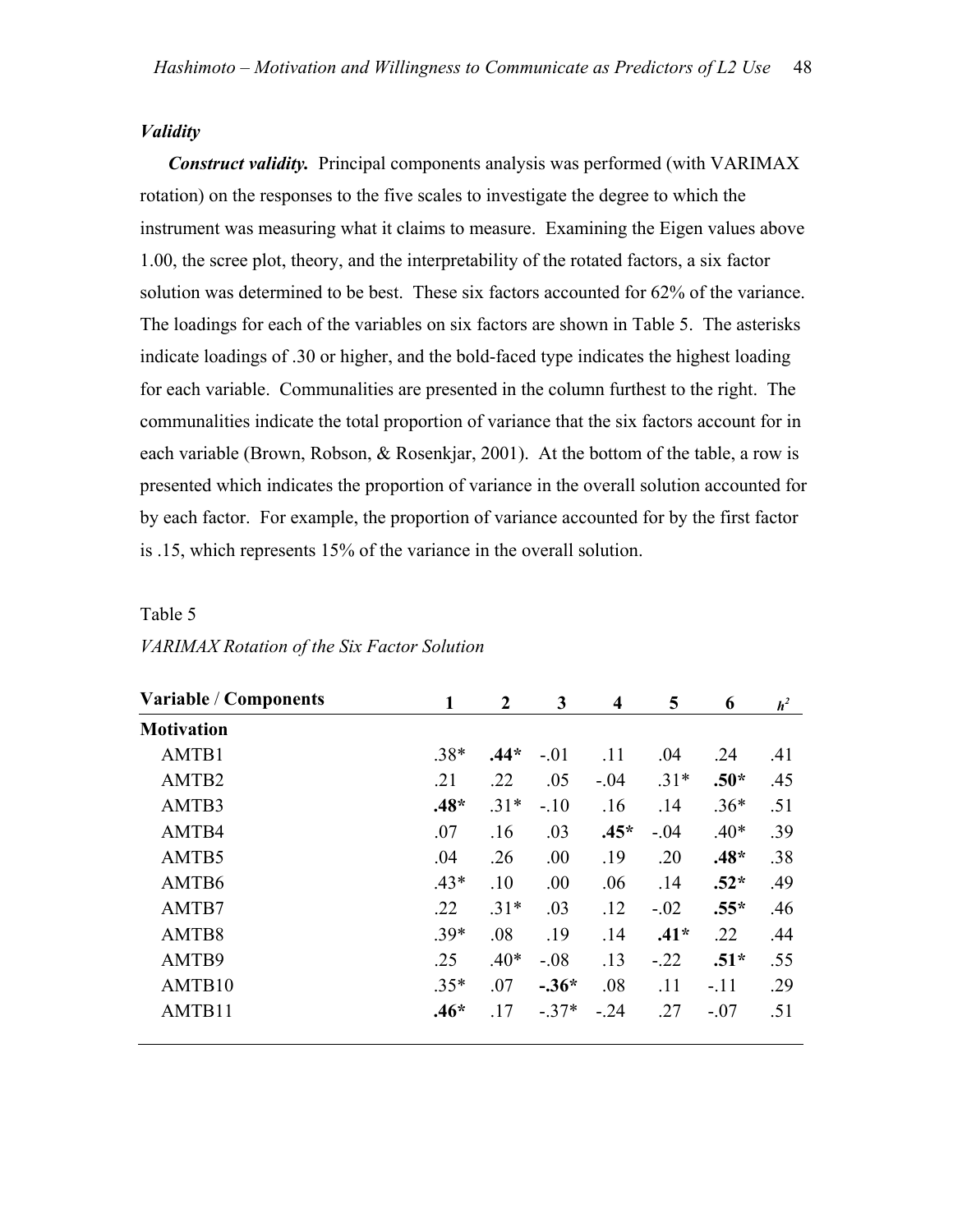### *Validity*

***Construct validity.*** Principal components analysis was performed (with VARIMAX rotation) on the responses to the five scales to investigate the degree to which the instrument was measuring what it claims to measure. Examining the Eigen values above 1.00, the scree plot, theory, and the interpretability of the rotated factors, a six factor solution was determined to be best. These six factors accounted for 62% of the variance. The loadings for each of the variables on six factors are shown in Table 5. The asterisks indicate loadings of .30 or higher, and the bold-faced type indicates the highest loading for each variable. Communalities are presented in the column furthest to the right. The communalities indicate the total proportion of variance that the six factors account for in each variable (Brown, Robson, & Rosenkjar, 2001). At the bottom of the table, a row is presented which indicates the proportion of variance in the overall solution accounted for by each factor. For example, the proportion of variance accounted for by the first factor is .15, which represents 15% of the variance in the overall solution.

Table 5

*VARIMAX Rotation of the Six Factor Solution*

| **Variable** / **Components** | **1** | **2** | **3** | **4** | **5** | **6** | $h^2$ |
|---|---|---|---|---|---|---|---|
| **Motivation** | | | | | | | |
| AMTB1 | .38* | **.44*** | -.01 | .11 | .04 | .24 | .41 |
| AMTB2 | .21 | .22 | .05 | -.04 | .31* | **.50*** | .45 |
| AMTB3 | **.48*** | .31* | -.10 | .16 | .14 | .36* | .51 |
| AMTB4 | .07 | .16 | .03 | **.45*** | -.04 | .40* | .39 |
| AMTB5 | .04 | .26 | .00 | .19 | .20 | **.48*** | .38 |
| AMTB6 | .43* | .10 | .00 | .06 | .14 | **.52*** | .49 |
| AMTB7 | .22 | .31* | .03 | .12 | -.02 | **.55*** | .46 |
| AMTB8 | .39* | .08 | .19 | .14 | **.41*** | .22 | .44 |
| AMTB9 | .25 | .40* | -.08 | .13 | -.22 | **.51*** | .55 |
| AMTB10 | .35* | .07 | **-.36*** | .08 | .11 | -.11 | .29 |
| AMTB11 | **.46*** | .17 | -.37* | -.24 | .27 | -.07 | .51 |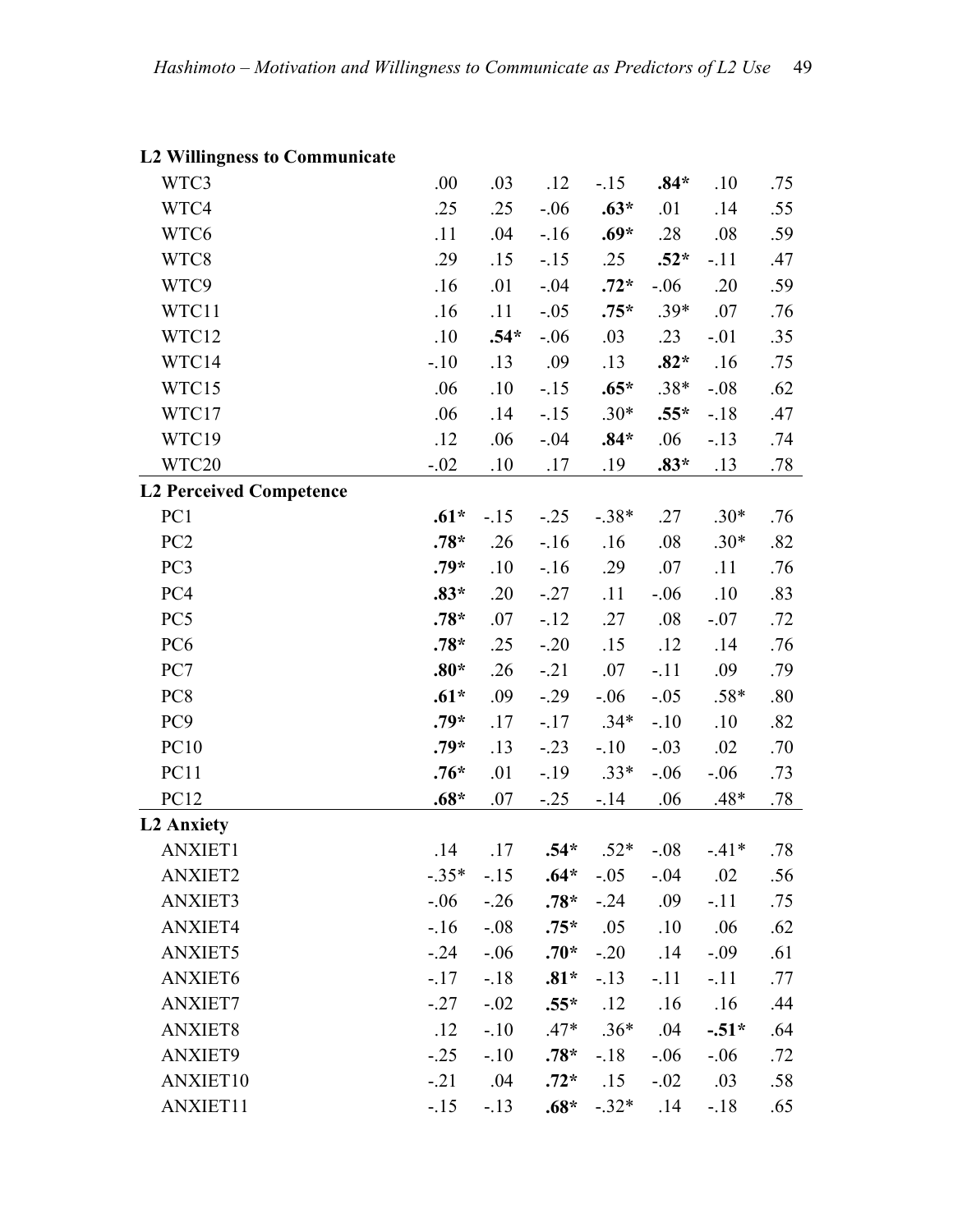| | | | | | | | |
|---|---|---|---|---|---|---|---|
| **L2 Willingness to Communicate** | | | | | | | |
| WTC3 | .00 | .03 | .12 | -.15 | **.84*** | .10 | .75 |
| WTC4 | .25 | .25 | -.06 | **.63*** | .01 | .14 | .55 |
| WTC6 | .11 | .04 | -.16 | **.69*** | .28 | .08 | .59 |
| WTC8 | .29 | .15 | -.15 | .25 | **.52*** | -.11 | .47 |
| WTC9 | .16 | .01 | -.04 | **.72*** | -.06 | .20 | .59 |
| WTC11 | .16 | .11 | -.05 | **.75*** | .39* | .07 | .76 |
| WTC12 | .10 | **.54*** | -.06 | .03 | .23 | -.01 | .35 |
| WTC14 | -.10 | .13 | .09 | .13 | **.82*** | .16 | .75 |
| WTC15 | .06 | .10 | -.15 | **.65*** | .38* | -.08 | .62 |
| WTC17 | .06 | .14 | -.15 | .30* | **.55*** | -.18 | .47 |
| WTC19 | .12 | .06 | -.04 | **.84*** | .06 | -.13 | .74 |
| WTC20 | -.02 | .10 | .17 | .19 | **.83*** | .13 | .78 |
| **L2 Perceived Competence** | | | | | | | |
| PC1 | **.61*** | -.15 | -.25 | -.38* | .27 | .30* | .76 |
| PC2 | **.78*** | .26 | -.16 | .16 | .08 | .30* | .82 |
| PC3 | **.79*** | .10 | -.16 | .29 | .07 | .11 | .76 |
| PC4 | **.83*** | .20 | -.27 | .11 | -.06 | .10 | .83 |
| PC5 | **.78*** | .07 | -.12 | .27 | .08 | -.07 | .72 |
| PC6 | **.78*** | .25 | -.20 | .15 | .12 | .14 | .76 |
| PC7 | **.80*** | .26 | -.21 | .07 | -.11 | .09 | .79 |
| PC8 | **.61*** | .09 | -.29 | -.06 | -.05 | .58* | .80 |
| PC9 | **.79*** | .17 | -.17 | .34* | -.10 | .10 | .82 |
| PC10 | **.79*** | .13 | -.23 | -.10 | -.03 | .02 | .70 |
| PC11 | **.76*** | .01 | -.19 | .33* | -.06 | -.06 | .73 |
| PC12 | **.68*** | .07 | -.25 | -.14 | .06 | .48* | .78 |
| **L2 Anxiety** | | | | | | | |
| ANXIET1 | .14 | .17 | **.54*** | .52* | -.08 | -.41* | .78 |
| ANXIET2 | -.35* | -.15 | **.64*** | -.05 | -.04 | .02 | .56 |
| ANXIET3 | -.06 | -.26 | **.78*** | -.24 | .09 | -.11 | .75 |
| ANXIET4 | -.16 | -.08 | **.75*** | .05 | .10 | .06 | .62 |
| ANXIET5 | -.24 | -.06 | **.70*** | -.20 | .14 | -.09 | .61 |
| ANXIET6 | -.17 | -.18 | **.81*** | -.13 | -.11 | -.11 | .77 |
| ANXIET7 | -.27 | -.02 | **.55*** | .12 | .16 | .16 | .44 |
| ANXIET8 | .12 | -.10 | .47* | .36* | .04 | **-.51*** | .64 |
| ANXIET9 | -.25 | -.10 | **.78*** | -.18 | -.06 | -.06 | .72 |
| ANXIET10 | -.21 | .04 | **.72*** | .15 | -.02 | .03 | .58 |
| ANXIET11 | -.15 | -.13 | **.68*** | -.32* | .14 | -.18 | .65 |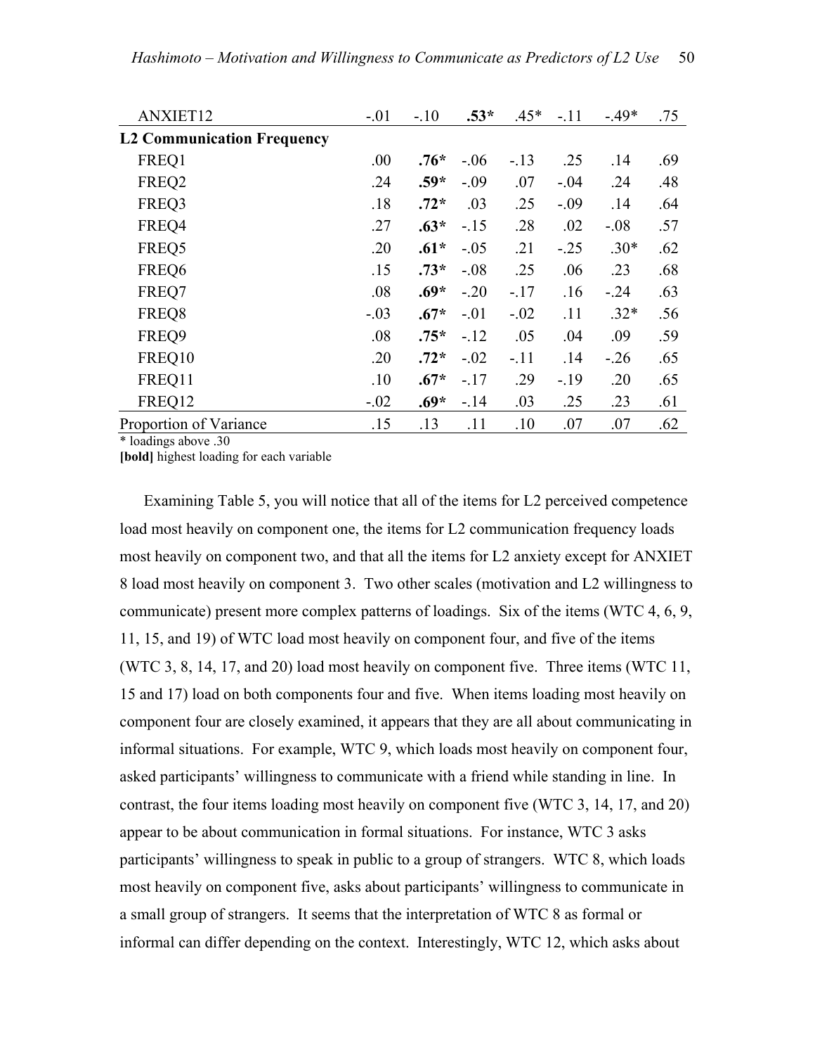| | | | | | | | |
|---|---|---|---|---|---|---|---|
| ANXIET12 | -.01 | -.10 | **.53*** | .45* | -.11 | -.49* | .75 |
| **L2 Communication Frequency** | | | | | | | |
| FREQ1 | .00 | **.76*** | -.06 | -.13 | .25 | .14 | .69 |
| FREQ2 | .24 | **.59*** | -.09 | .07 | -.04 | .24 | .48 |
| FREQ3 | .18 | **.72*** | .03 | .25 | -.09 | .14 | .64 |
| FREQ4 | .27 | **.63*** | -.15 | .28 | .02 | -.08 | .57 |
| FREQ5 | .20 | **.61*** | -.05 | .21 | -.25 | .30* | .62 |
| FREQ6 | .15 | **.73*** | -.08 | .25 | .06 | .23 | .68 |
| FREQ7 | .08 | **.69*** | -.20 | -.17 | .16 | -.24 | .63 |
| FREQ8 | -.03 | **.67*** | -.01 | -.02 | .11 | .32* | .56 |
| FREQ9 | .08 | **.75*** | -.12 | .05 | .04 | .09 | .59 |
| FREQ10 | .20 | **.72*** | -.02 | -.11 | .14 | -.26 | .65 |
| FREQ11 | .10 | **.67*** | -.17 | .29 | -.19 | .20 | .65 |
| FREQ12 | -.02 | **.69*** | -.14 | .03 | .25 | .23 | .61 |
| Proportion of Variance | .15 | .13 | .11 | .10 | .07 | .07 | .62 |

\* loadings above .30

**[bold]** highest loading for each variable

Examining Table 5, you will notice that all of the items for L2 perceived competence load most heavily on component one, the items for L2 communication frequency loads most heavily on component two, and that all the items for L2 anxiety except for ANXIET 8 load most heavily on component 3. Two other scales (motivation and L2 willingness to communicate) present more complex patterns of loadings. Six of the items (WTC 4, 6, 9, 11, 15, and 19) of WTC load most heavily on component four, and five of the items (WTC 3, 8, 14, 17, and 20) load most heavily on component five. Three items (WTC 11, 15 and 17) load on both components four and five. When items loading most heavily on component four are closely examined, it appears that they are all about communicating in informal situations. For example, WTC 9, which loads most heavily on component four, asked participants' willingness to communicate with a friend while standing in line. In contrast, the four items loading most heavily on component five (WTC 3, 14, 17, and 20) appear to be about communication in formal situations. For instance, WTC 3 asks participants' willingness to speak in public to a group of strangers. WTC 8, which loads most heavily on component five, asks about participants' willingness to communicate in a small group of strangers. It seems that the interpretation of WTC 8 as formal or informal can differ depending on the context. Interestingly, WTC 12, which asks about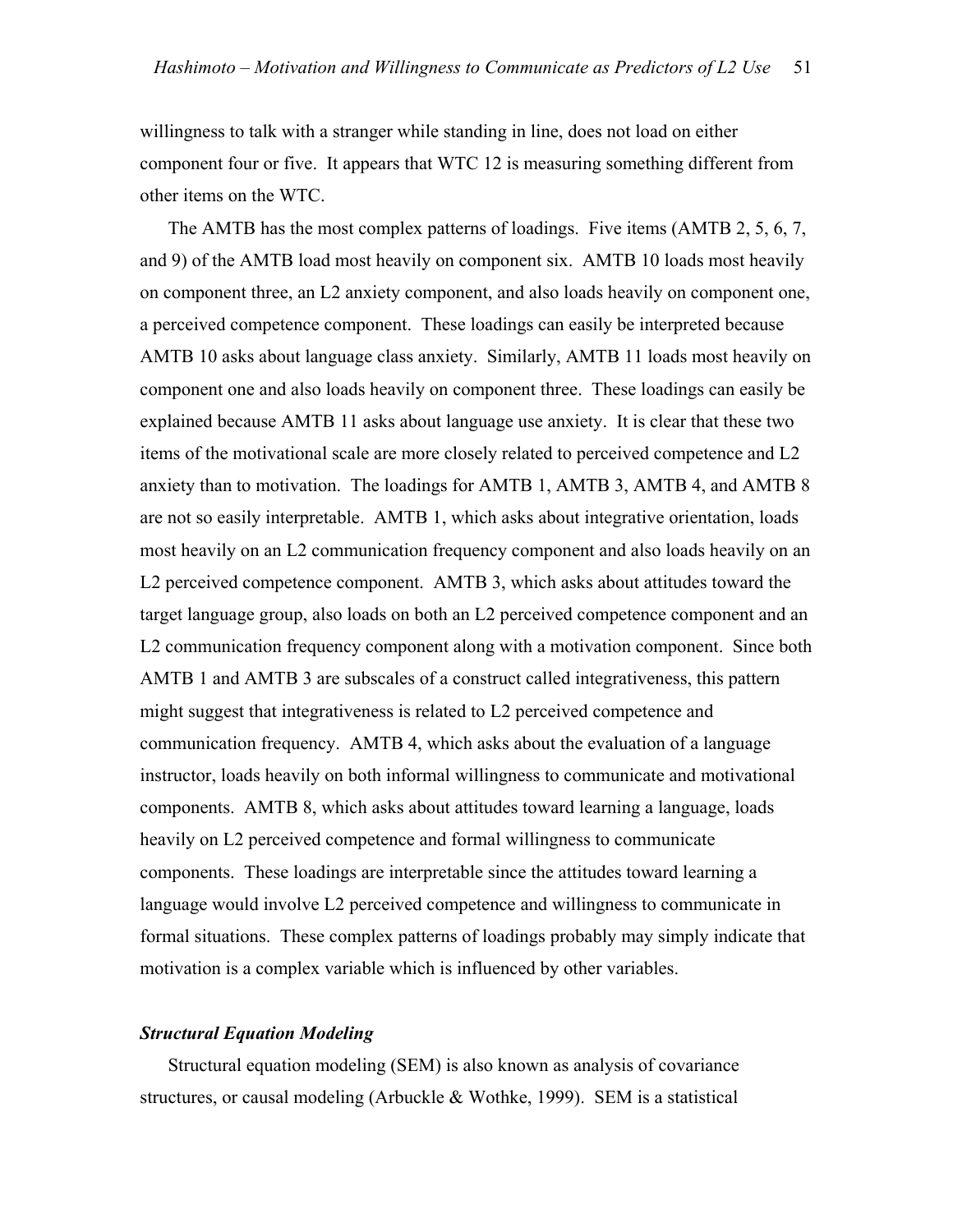willingness to talk with a stranger while standing in line, does not load on either component four or five. It appears that WTC 12 is measuring something different from other items on the WTC.

The AMTB has the most complex patterns of loadings. Five items (AMTB 2, 5, 6, 7, and 9) of the AMTB load most heavily on component six. AMTB 10 loads most heavily on component three, an L2 anxiety component, and also loads heavily on component one, a perceived competence component. These loadings can easily be interpreted because AMTB 10 asks about language class anxiety. Similarly, AMTB 11 loads most heavily on component one and also loads heavily on component three. These loadings can easily be explained because AMTB 11 asks about language use anxiety. It is clear that these two items of the motivational scale are more closely related to perceived competence and L2 anxiety than to motivation. The loadings for AMTB 1, AMTB 3, AMTB 4, and AMTB 8 are not so easily interpretable. AMTB 1, which asks about integrative orientation, loads most heavily on an L2 communication frequency component and also loads heavily on an L2 perceived competence component. AMTB 3, which asks about attitudes toward the target language group, also loads on both an L2 perceived competence component and an L2 communication frequency component along with a motivation component. Since both AMTB 1 and AMTB 3 are subscales of a construct called integrativeness, this pattern might suggest that integrativeness is related to L2 perceived competence and communication frequency. AMTB 4, which asks about the evaluation of a language instructor, loads heavily on both informal willingness to communicate and motivational components. AMTB 8, which asks about attitudes toward learning a language, loads heavily on L2 perceived competence and formal willingness to communicate components. These loadings are interpretable since the attitudes toward learning a language would involve L2 perceived competence and willingness to communicate in formal situations. These complex patterns of loadings probably may simply indicate that motivation is a complex variable which is influenced by other variables.

### *Structural Equation Modeling*

Structural equation modeling (SEM) is also known as analysis of covariance structures, or causal modeling (Arbuckle & Wothke, 1999). SEM is a statistical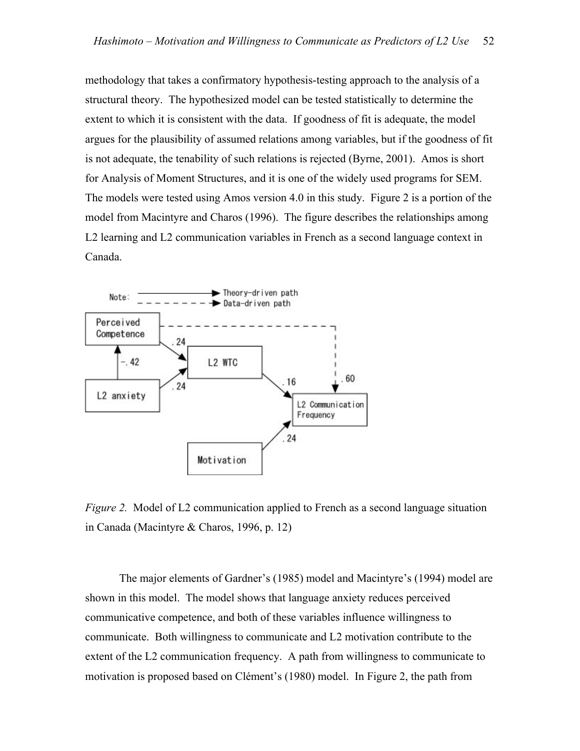methodology that takes a confirmatory hypothesis-testing approach to the analysis of a structural theory. The hypothesized model can be tested statistically to determine the extent to which it is consistent with the data. If goodness of fit is adequate, the model argues for the plausibility of assumed relations among variables, but if the goodness of fit is not adequate, the tenability of such relations is rejected (Byrne, 2001). Amos is short for Analysis of Moment Structures, and it is one of the widely used programs for SEM. The models were tested using Amos version 4.0 in this study. Figure 2 is a portion of the model from Macintyre and Charos (1996). The figure describes the relationships among L2 learning and L2 communication variables in French as a second language context in Canada.

*Figure 2.* Model of L2 communication applied to French as a second language situation in Canada (Macintyre & Charos, 1996, p. 12)

The major elements of Gardner's (1985) model and Macintyre's (1994) model are shown in this model. The model shows that language anxiety reduces perceived communicative competence, and both of these variables influence willingness to communicate. Both willingness to communicate and L2 motivation contribute to the extent of the L2 communication frequency. A path from willingness to communicate to motivation is proposed based on Clément's (1980) model. In Figure 2, the path from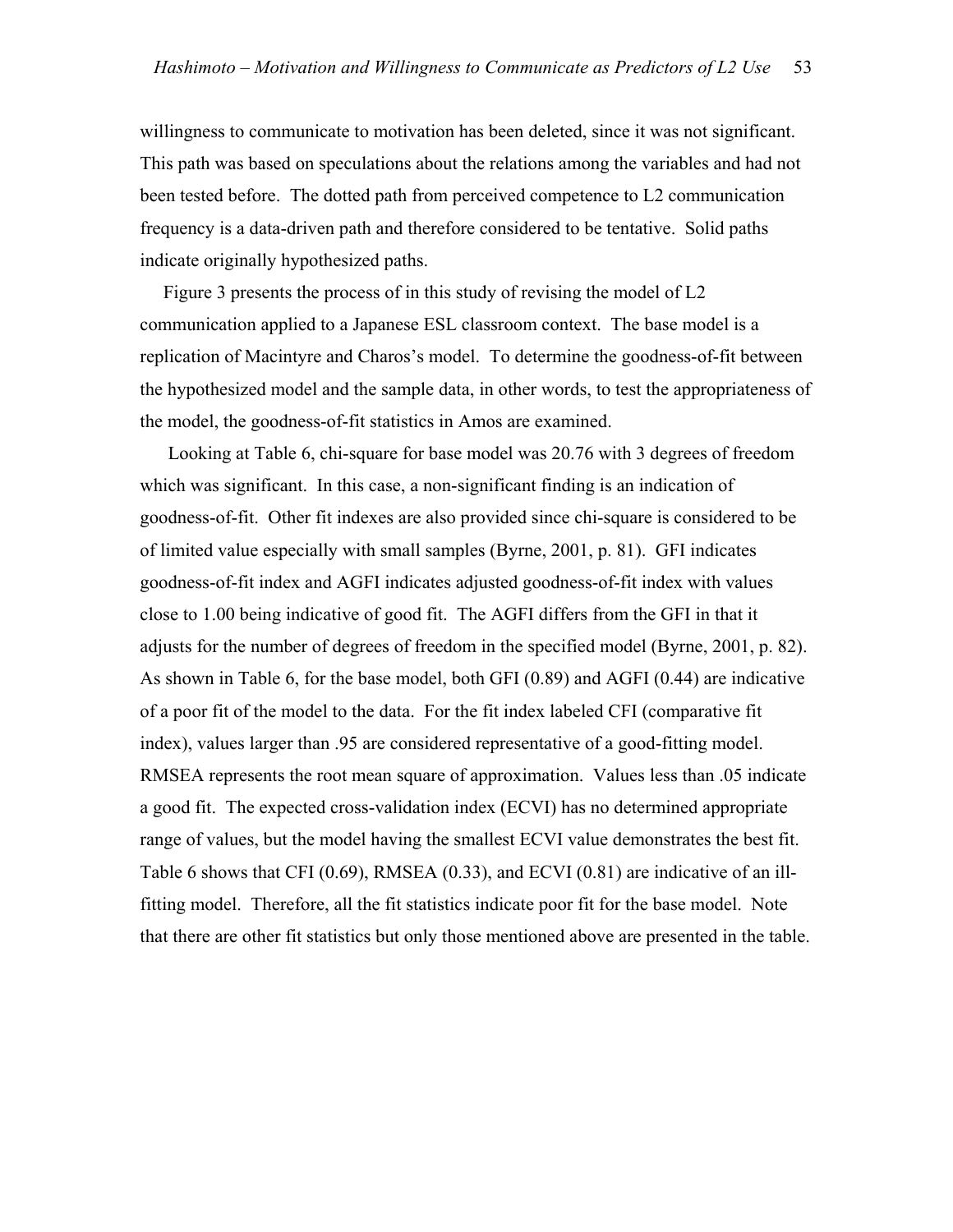willingness to communicate to motivation has been deleted, since it was not significant. This path was based on speculations about the relations among the variables and had not been tested before. The dotted path from perceived competence to L2 communication frequency is a data-driven path and therefore considered to be tentative. Solid paths indicate originally hypothesized paths.

Figure 3 presents the process of in this study of revising the model of L2 communication applied to a Japanese ESL classroom context. The base model is a replication of Macintyre and Charos's model. To determine the goodness-of-fit between the hypothesized model and the sample data, in other words, to test the appropriateness of the model, the goodness-of-fit statistics in Amos are examined.

Looking at Table 6, chi-square for base model was 20.76 with 3 degrees of freedom which was significant. In this case, a non-significant finding is an indication of goodness-of-fit. Other fit indexes are also provided since chi-square is considered to be of limited value especially with small samples (Byrne, 2001, p. 81). GFI indicates goodness-of-fit index and AGFI indicates adjusted goodness-of-fit index with values close to 1.00 being indicative of good fit. The AGFI differs from the GFI in that it adjusts for the number of degrees of freedom in the specified model (Byrne, 2001, p. 82). As shown in Table 6, for the base model, both GFI (0.89) and AGFI (0.44) are indicative of a poor fit of the model to the data. For the fit index labeled CFI (comparative fit index), values larger than .95 are considered representative of a good-fitting model. RMSEA represents the root mean square of approximation. Values less than .05 indicate a good fit. The expected cross-validation index (ECVI) has no determined appropriate range of values, but the model having the smallest ECVI value demonstrates the best fit. Table 6 shows that CFI (0.69), RMSEA (0.33), and ECVI (0.81) are indicative of an ill-fitting model. Therefore, all the fit statistics indicate poor fit for the base model. Note that there are other fit statistics but only those mentioned above are presented in the table.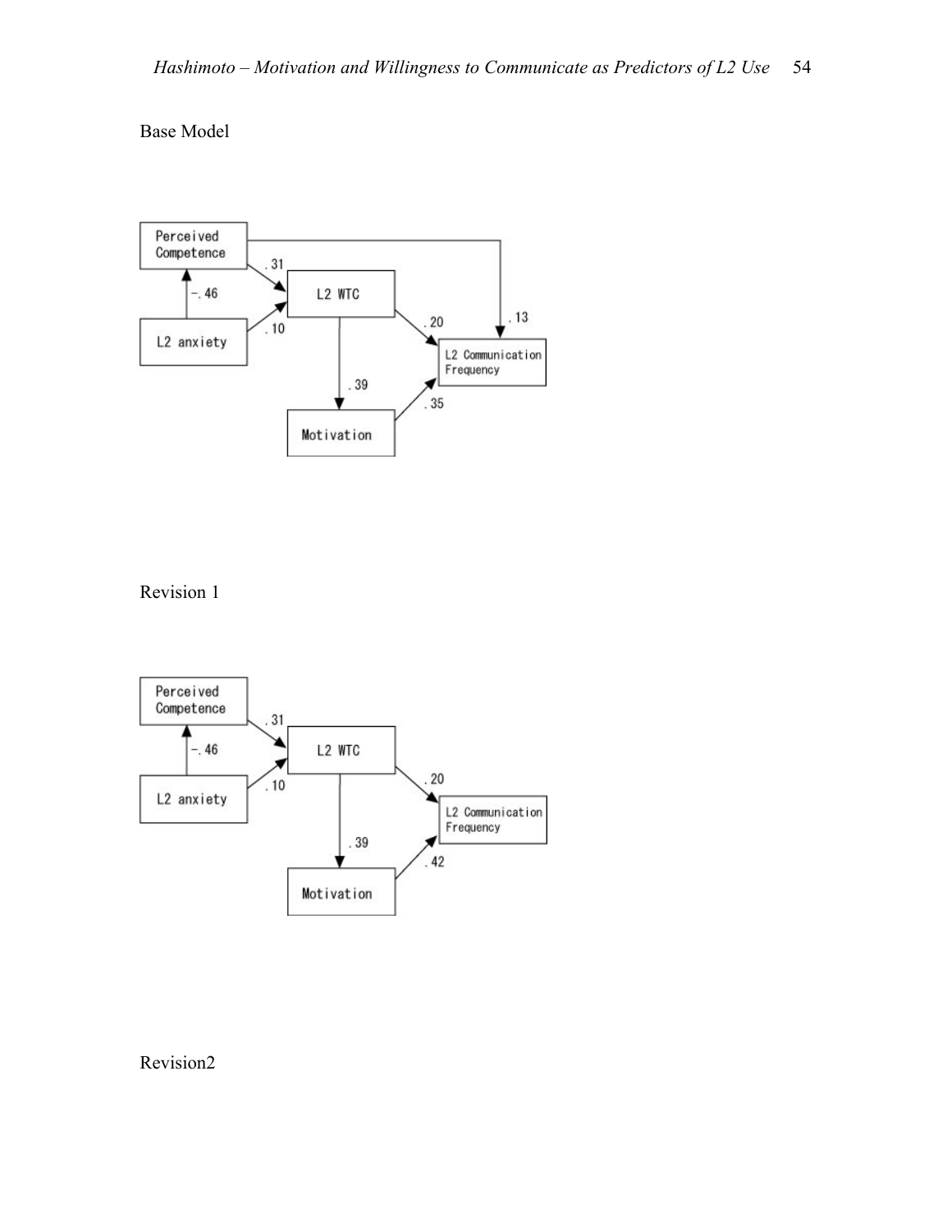Base Model

Revision 1

Revision2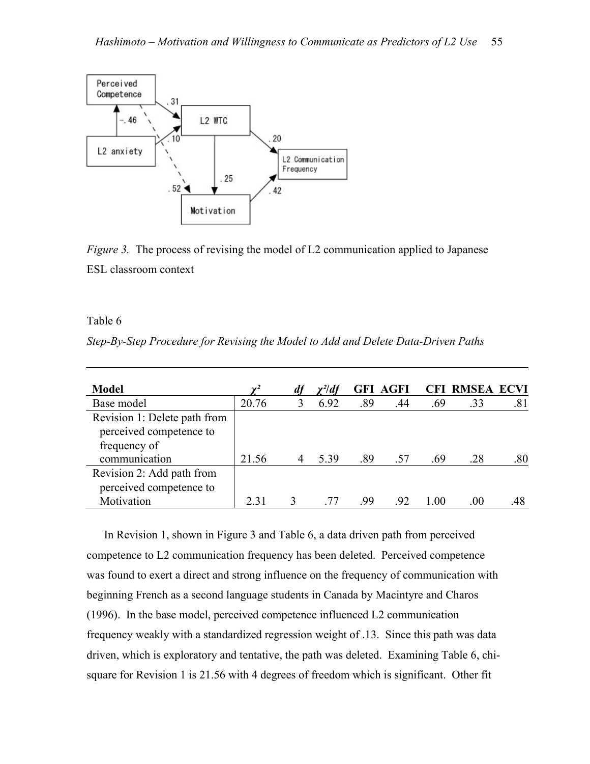*Figure 3.* The process of revising the model of L2 communication applied to Japanese ESL classroom context

Table 6

*Step-By-Step Procedure for Revising the Model to Add and Delete Data-Driven Paths*

| **Model** | $\chi^2$ | *df* | $\chi^2/df$ | **GFI** | **AGFI** | **CFI** | **RMSEA** | **ECVI** |
|---|---|---|---|---|---|---|---|---|
| Base model | 20.76 | 3 | 6.92 | .89 | .44 | .69 | .33 | .81 |
| Revision 1: Delete path from perceived competence to frequency of communication | 21.56 | 4 | 5.39 | .89 | .57 | .69 | .28 | .80 |
| Revision 2: Add path from perceived competence to Motivation | 2.31 | 3 | .77 | .99 | .92 | 1.00 | .00 | .48 |

In Revision 1, shown in Figure 3 and Table 6, a data driven path from perceived competence to L2 communication frequency has been deleted. Perceived competence was found to exert a direct and strong influence on the frequency of communication with beginning French as a second language students in Canada by Macintyre and Charos (1996). In the base model, perceived competence influenced L2 communication frequency weakly with a standardized regression weight of .13. Since this path was data driven, which is exploratory and tentative, the path was deleted. Examining Table 6, chi-square for Revision 1 is 21.56 with 4 degrees of freedom which is significant. Other fit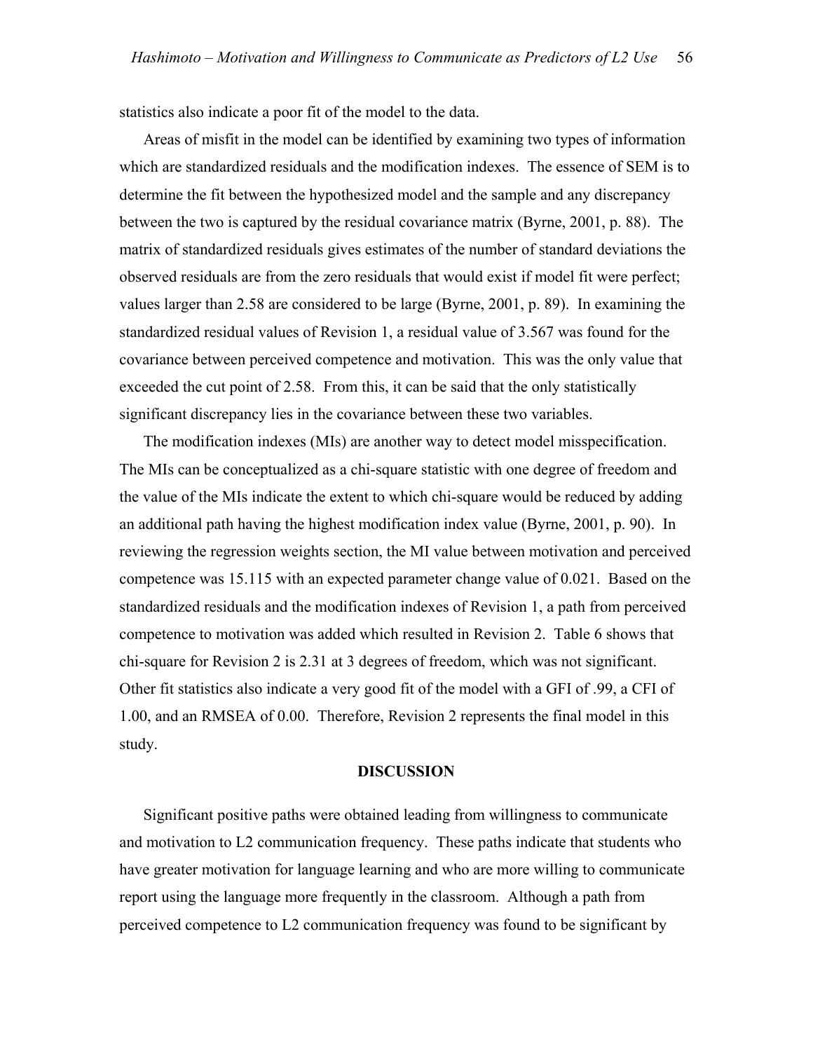statistics also indicate a poor fit of the model to the data.

Areas of misfit in the model can be identified by examining two types of information which are standardized residuals and the modification indexes. The essence of SEM is to determine the fit between the hypothesized model and the sample and any discrepancy between the two is captured by the residual covariance matrix (Byrne, 2001, p. 88). The matrix of standardized residuals gives estimates of the number of standard deviations the observed residuals are from the zero residuals that would exist if model fit were perfect; values larger than 2.58 are considered to be large (Byrne, 2001, p. 89). In examining the standardized residual values of Revision 1, a residual value of 3.567 was found for the covariance between perceived competence and motivation. This was the only value that exceeded the cut point of 2.58. From this, it can be said that the only statistically significant discrepancy lies in the covariance between these two variables.

The modification indexes (MIs) are another way to detect model misspecification. The MIs can be conceptualized as a chi-square statistic with one degree of freedom and the value of the MIs indicate the extent to which chi-square would be reduced by adding an additional path having the highest modification index value (Byrne, 2001, p. 90). In reviewing the regression weights section, the MI value between motivation and perceived competence was 15.115 with an expected parameter change value of 0.021. Based on the standardized residuals and the modification indexes of Revision 1, a path from perceived competence to motivation was added which resulted in Revision 2. Table 6 shows that chi-square for Revision 2 is 2.31 at 3 degrees of freedom, which was not significant. Other fit statistics also indicate a very good fit of the model with a GFI of .99, a CFI of 1.00, and an RMSEA of 0.00. Therefore, Revision 2 represents the final model in this study.

## DISCUSSION

Significant positive paths were obtained leading from willingness to communicate and motivation to L2 communication frequency. These paths indicate that students who have greater motivation for language learning and who are more willing to communicate report using the language more frequently in the classroom. Although a path from perceived competence to L2 communication frequency was found to be significant by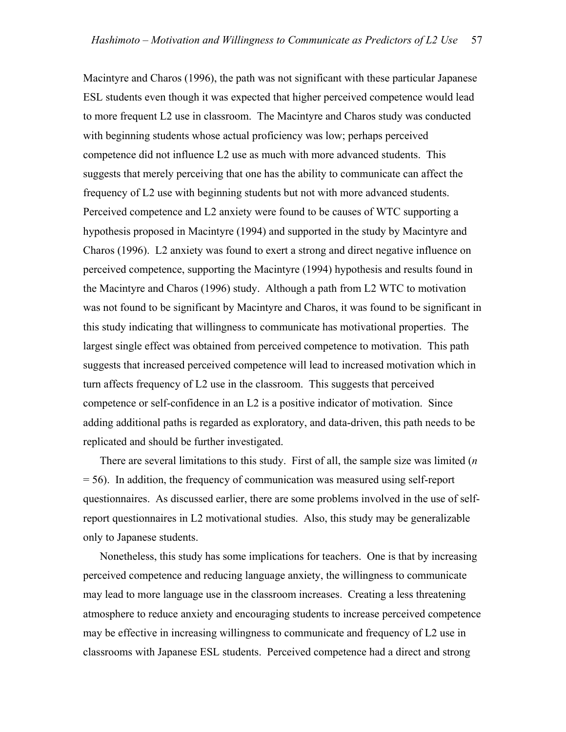Macintyre and Charos (1996), the path was not significant with these particular Japanese ESL students even though it was expected that higher perceived competence would lead to more frequent L2 use in classroom. The Macintyre and Charos study was conducted with beginning students whose actual proficiency was low; perhaps perceived competence did not influence L2 use as much with more advanced students. This suggests that merely perceiving that one has the ability to communicate can affect the frequency of L2 use with beginning students but not with more advanced students. Perceived competence and L2 anxiety were found to be causes of WTC supporting a hypothesis proposed in Macintyre (1994) and supported in the study by Macintyre and Charos (1996). L2 anxiety was found to exert a strong and direct negative influence on perceived competence, supporting the Macintyre (1994) hypothesis and results found in the Macintyre and Charos (1996) study. Although a path from L2 WTC to motivation was not found to be significant by Macintyre and Charos, it was found to be significant in this study indicating that willingness to communicate has motivational properties. The largest single effect was obtained from perceived competence to motivation. This path suggests that increased perceived competence will lead to increased motivation which in turn affects frequency of L2 use in the classroom. This suggests that perceived competence or self-confidence in an L2 is a positive indicator of motivation. Since adding additional paths is regarded as exploratory, and data-driven, this path needs to be replicated and should be further investigated.

There are several limitations to this study. First of all, the sample size was limited ($n = 56$). In addition, the frequency of communication was measured using self-report questionnaires. As discussed earlier, there are some problems involved in the use of self-report questionnaires in L2 motivational studies. Also, this study may be generalizable only to Japanese students.

Nonetheless, this study has some implications for teachers. One is that by increasing perceived competence and reducing language anxiety, the willingness to communicate may lead to more language use in the classroom increases. Creating a less threatening atmosphere to reduce anxiety and encouraging students to increase perceived competence may be effective in increasing willingness to communicate and frequency of L2 use in classrooms with Japanese ESL students. Perceived competence had a direct and strong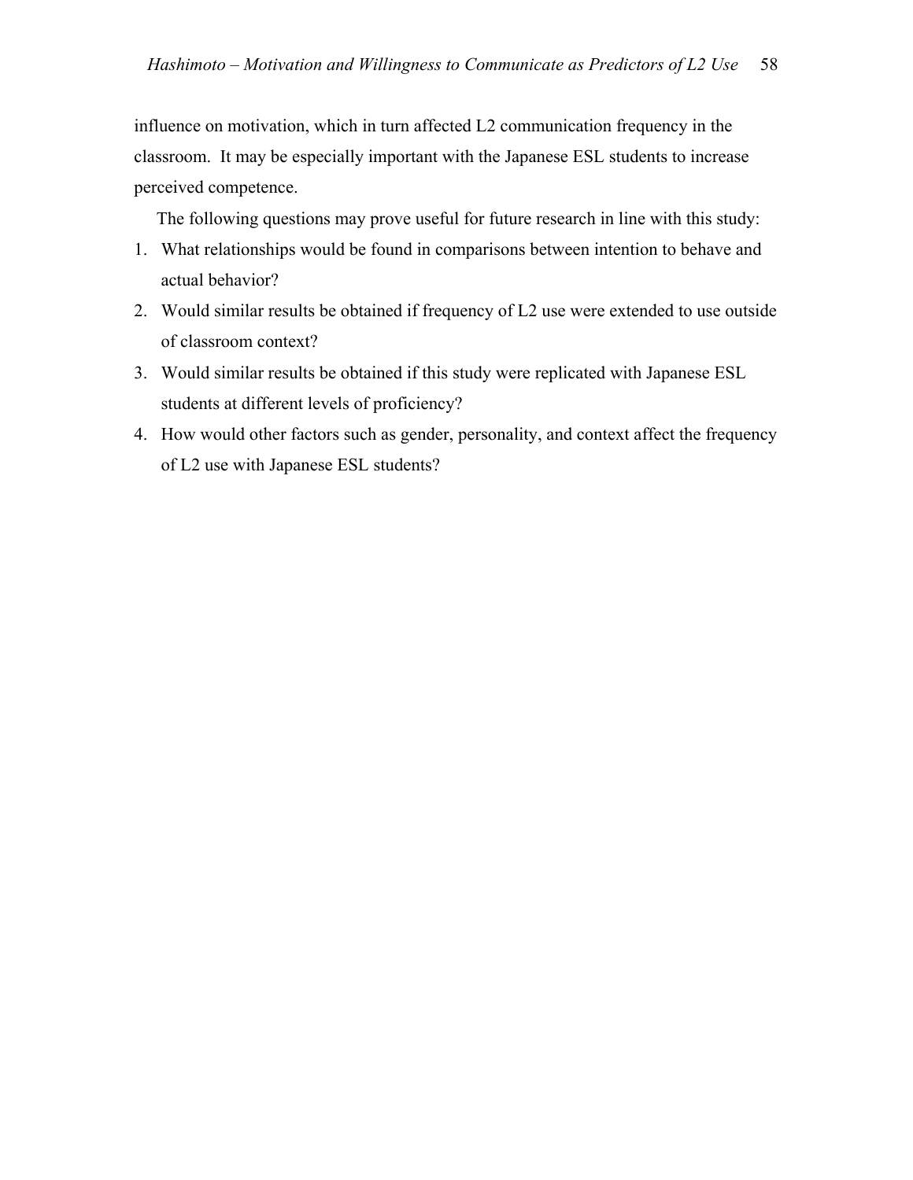influence on motivation, which in turn affected L2 communication frequency in the classroom. It may be especially important with the Japanese ESL students to increase perceived competence.

The following questions may prove useful for future research in line with this study:

1. What relationships would be found in comparisons between intention to behave and actual behavior?
2. Would similar results be obtained if frequency of L2 use were extended to use outside of classroom context?
3. Would similar results be obtained if this study were replicated with Japanese ESL students at different levels of proficiency?
4. How would other factors such as gender, personality, and context affect the frequency of L2 use with Japanese ESL students?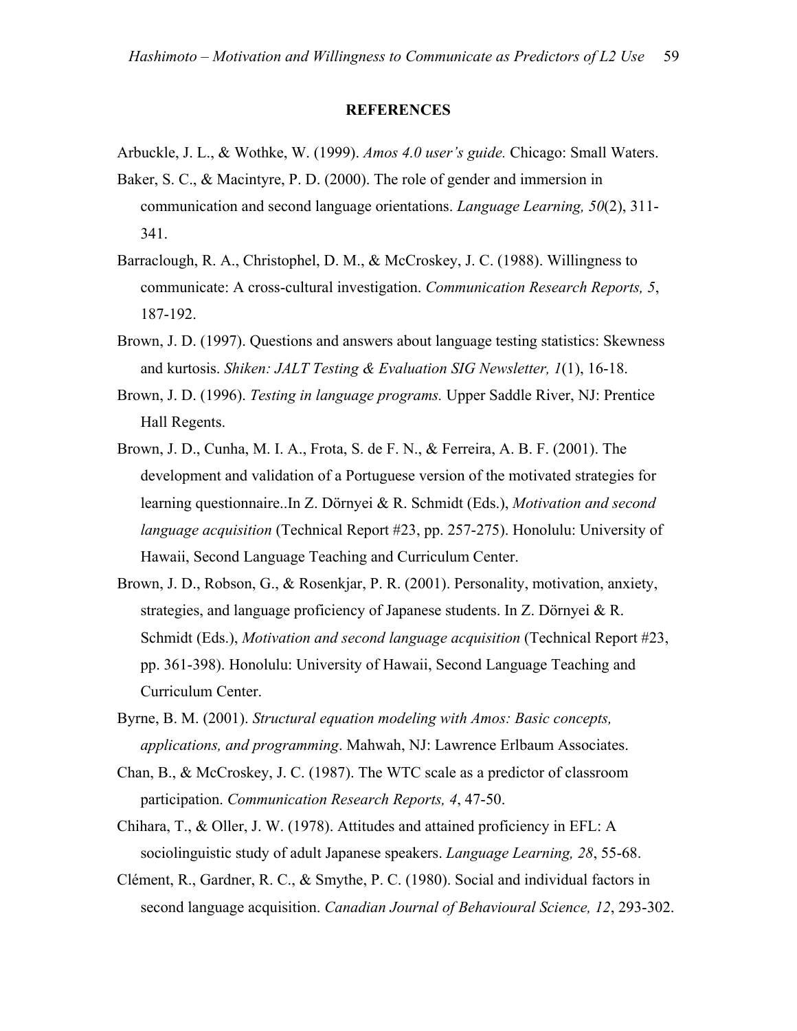## REFERENCES

Arbuckle, J. L., & Wothke, W. (1999). *Amos 4.0 user's guide.* Chicago: Small Waters.

Baker, S. C., & Macintyre, P. D. (2000). The role of gender and immersion in communication and second language orientations. *Language Learning, 50*(2), 311-341.

Barraclough, R. A., Christophel, D. M., & McCroskey, J. C. (1988). Willingness to communicate: A cross-cultural investigation. *Communication Research Reports, 5*, 187-192.

Brown, J. D. (1997). Questions and answers about language testing statistics: Skewness and kurtosis. *Shiken: JALT Testing & Evaluation SIG Newsletter, 1*(1), 16-18.

Brown, J. D. (1996). *Testing in language programs.* Upper Saddle River, NJ: Prentice Hall Regents.

Brown, J. D., Cunha, M. I. A., Frota, S. de F. N., & Ferreira, A. B. F. (2001). The development and validation of a Portuguese version of the motivated strategies for learning questionnaire..In Z. Dörnyei & R. Schmidt (Eds.), *Motivation and second language acquisition* (Technical Report #23, pp. 257-275). Honolulu: University of Hawaii, Second Language Teaching and Curriculum Center.

Brown, J. D., Robson, G., & Rosenkjar, P. R. (2001). Personality, motivation, anxiety, strategies, and language proficiency of Japanese students. In Z. Dörnyei & R. Schmidt (Eds.), *Motivation and second language acquisition* (Technical Report #23, pp. 361-398). Honolulu: University of Hawaii, Second Language Teaching and Curriculum Center.

Byrne, B. M. (2001). *Structural equation modeling with Amos: Basic concepts, applications, and programming*. Mahwah, NJ: Lawrence Erlbaum Associates.

Chan, B., & McCroskey, J. C. (1987). The WTC scale as a predictor of classroom participation. *Communication Research Reports, 4*, 47-50.

Chihara, T., & Oller, J. W. (1978). Attitudes and attained proficiency in EFL: A sociolinguistic study of adult Japanese speakers. *Language Learning, 28*, 55-68.

Clément, R., Gardner, R. C., & Smythe, P. C. (1980). Social and individual factors in second language acquisition. *Canadian Journal of Behavioural Science, 12*, 293-302.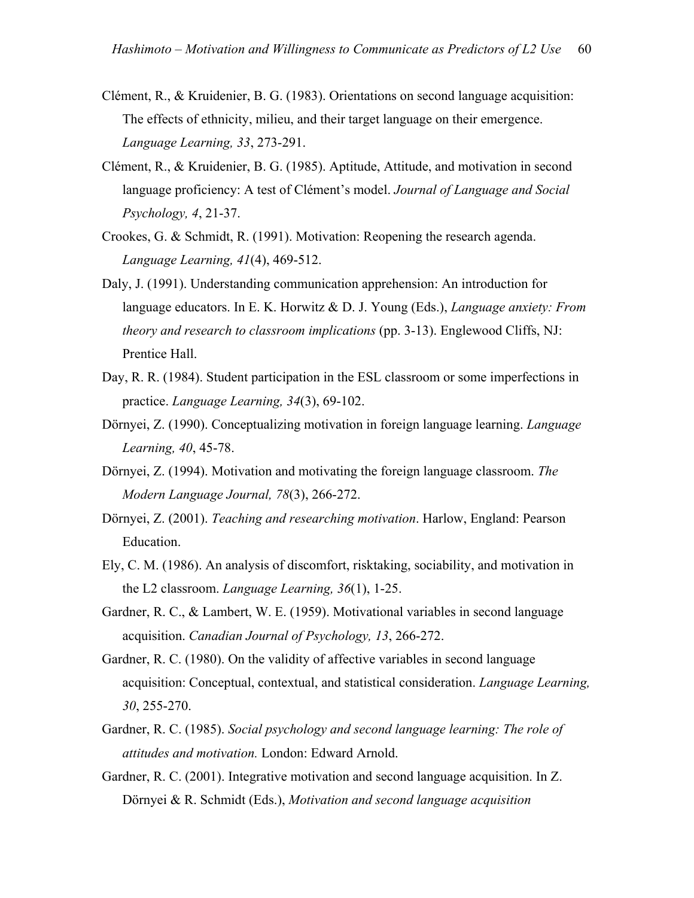Clément, R., & Kruidenier, B. G. (1983). Orientations on second language acquisition: The effects of ethnicity, milieu, and their target language on their emergence. *Language Learning, 33*, 273-291.

Clément, R., & Kruidenier, B. G. (1985). Aptitude, Attitude, and motivation in second language proficiency: A test of Clément's model. *Journal of Language and Social Psychology, 4*, 21-37.

Crookes, G. & Schmidt, R. (1991). Motivation: Reopening the research agenda. *Language Learning, 41*(4), 469-512.

Daly, J. (1991). Understanding communication apprehension: An introduction for language educators. In E. K. Horwitz & D. J. Young (Eds.), *Language anxiety: From theory and research to classroom implications* (pp. 3-13). Englewood Cliffs, NJ: Prentice Hall.

Day, R. R. (1984). Student participation in the ESL classroom or some imperfections in practice. *Language Learning, 34*(3), 69-102.

Dörnyei, Z. (1990). Conceptualizing motivation in foreign language learning. *Language Learning, 40*, 45-78.

Dörnyei, Z. (1994). Motivation and motivating the foreign language classroom. *The Modern Language Journal, 78*(3), 266-272.

Dörnyei, Z. (2001). *Teaching and researching motivation*. Harlow, England: Pearson Education.

Ely, C. M. (1986). An analysis of discomfort, risktaking, sociability, and motivation in the L2 classroom. *Language Learning, 36*(1), 1-25.

Gardner, R. C., & Lambert, W. E. (1959). Motivational variables in second language acquisition. *Canadian Journal of Psychology, 13*, 266-272.

Gardner, R. C. (1980). On the validity of affective variables in second language acquisition: Conceptual, contextual, and statistical consideration. *Language Learning, 30*, 255-270.

Gardner, R. C. (1985). *Social psychology and second language learning: The role of attitudes and motivation.* London: Edward Arnold.

Gardner, R. C. (2001). Integrative motivation and second language acquisition. In Z. Dörnyei & R. Schmidt (Eds.), *Motivation and second language acquisition*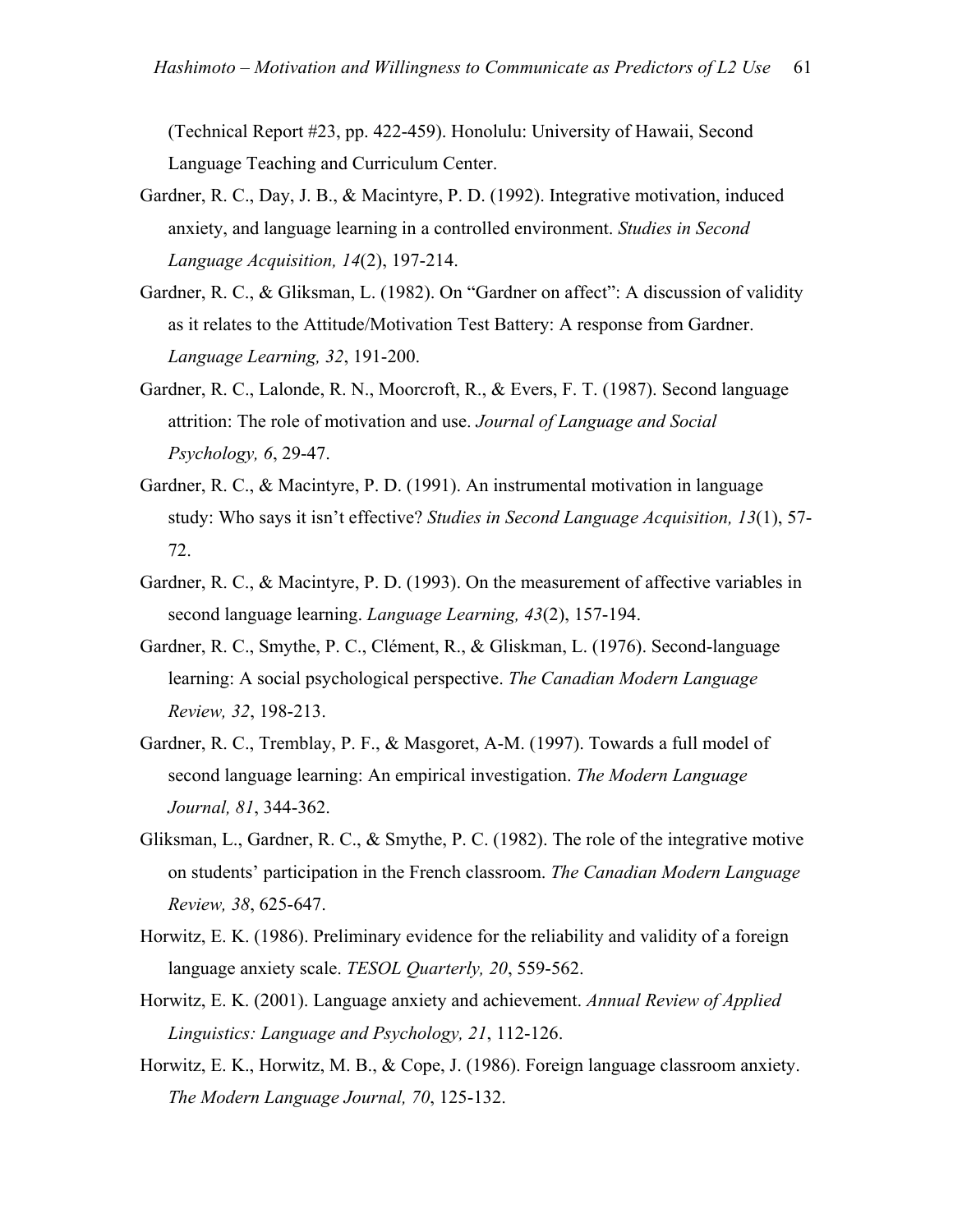(Technical Report #23, pp. 422-459). Honolulu: University of Hawaii, Second Language Teaching and Curriculum Center.

Gardner, R. C., Day, J. B., & Macintyre, P. D. (1992). Integrative motivation, induced anxiety, and language learning in a controlled environment. *Studies in Second Language Acquisition, 14*(2), 197-214.

Gardner, R. C., & Gliksman, L. (1982). On "Gardner on affect": A discussion of validity as it relates to the Attitude/Motivation Test Battery: A response from Gardner. *Language Learning, 32*, 191-200.

Gardner, R. C., Lalonde, R. N., Moorcroft, R., & Evers, F. T. (1987). Second language attrition: The role of motivation and use. *Journal of Language and Social Psychology, 6*, 29-47.

Gardner, R. C., & Macintyre, P. D. (1991). An instrumental motivation in language study: Who says it isn't effective? *Studies in Second Language Acquisition, 13*(1), 57-72.

Gardner, R. C., & Macintyre, P. D. (1993). On the measurement of affective variables in second language learning. *Language Learning, 43*(2), 157-194.

Gardner, R. C., Smythe, P. C., Clément, R., & Gliskman, L. (1976). Second-language learning: A social psychological perspective. *The Canadian Modern Language Review, 32*, 198-213.

Gardner, R. C., Tremblay, P. F., & Masgoret, A-M. (1997). Towards a full model of second language learning: An empirical investigation. *The Modern Language Journal, 81*, 344-362.

Gliksman, L., Gardner, R. C., & Smythe, P. C. (1982). The role of the integrative motive on students' participation in the French classroom. *The Canadian Modern Language Review, 38*, 625-647.

Horwitz, E. K. (1986). Preliminary evidence for the reliability and validity of a foreign language anxiety scale. *TESOL Quarterly, 20*, 559-562.

Horwitz, E. K. (2001). Language anxiety and achievement. *Annual Review of Applied Linguistics: Language and Psychology, 21*, 112-126.

Horwitz, E. K., Horwitz, M. B., & Cope, J. (1986). Foreign language classroom anxiety. *The Modern Language Journal, 70*, 125-132.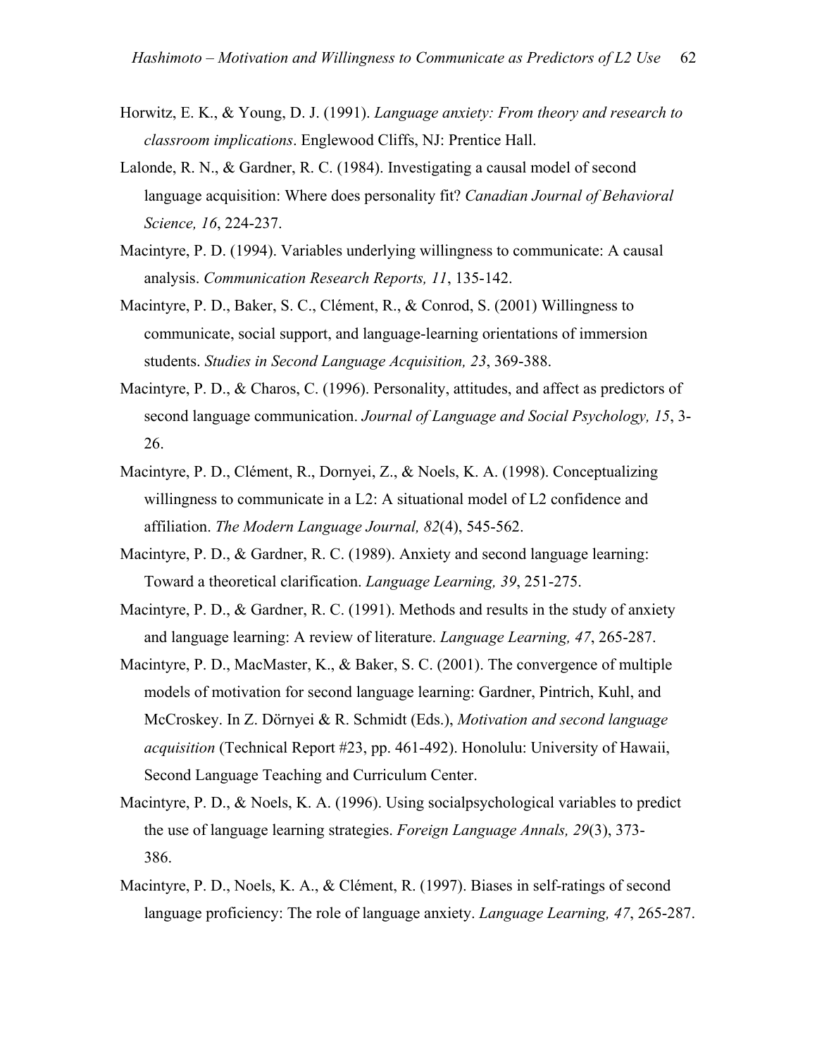Horwitz, E. K., & Young, D. J. (1991). *Language anxiety: From theory and research to classroom implications*. Englewood Cliffs, NJ: Prentice Hall.

Lalonde, R. N., & Gardner, R. C. (1984). Investigating a causal model of second language acquisition: Where does personality fit? *Canadian Journal of Behavioral Science, 16*, 224-237.

Macintyre, P. D. (1994). Variables underlying willingness to communicate: A causal analysis. *Communication Research Reports, 11*, 135-142.

Macintyre, P. D., Baker, S. C., Clément, R., & Conrod, S. (2001) Willingness to communicate, social support, and language-learning orientations of immersion students. *Studies in Second Language Acquisition, 23*, 369-388.

Macintyre, P. D., & Charos, C. (1996). Personality, attitudes, and affect as predictors of second language communication. *Journal of Language and Social Psychology, 15*, 3-26.

Macintyre, P. D., Clément, R., Dornyei, Z., & Noels, K. A. (1998). Conceptualizing willingness to communicate in a L2: A situational model of L2 confidence and affiliation. *The Modern Language Journal, 82*(4), 545-562.

Macintyre, P. D., & Gardner, R. C. (1989). Anxiety and second language learning: Toward a theoretical clarification. *Language Learning, 39*, 251-275.

Macintyre, P. D., & Gardner, R. C. (1991). Methods and results in the study of anxiety and language learning: A review of literature. *Language Learning, 47*, 265-287.

Macintyre, P. D., MacMaster, K., & Baker, S. C. (2001). The convergence of multiple models of motivation for second language learning: Gardner, Pintrich, Kuhl, and McCroskey. In Z. Dörnyei & R. Schmidt (Eds.), *Motivation and second language acquisition* (Technical Report #23, pp. 461-492). Honolulu: University of Hawaii, Second Language Teaching and Curriculum Center.

Macintyre, P. D., & Noels, K. A. (1996). Using socialpsychological variables to predict the use of language learning strategies. *Foreign Language Annals, 29*(3), 373-386.

Macintyre, P. D., Noels, K. A., & Clément, R. (1997). Biases in self-ratings of second language proficiency: The role of language anxiety. *Language Learning, 47*, 265-287.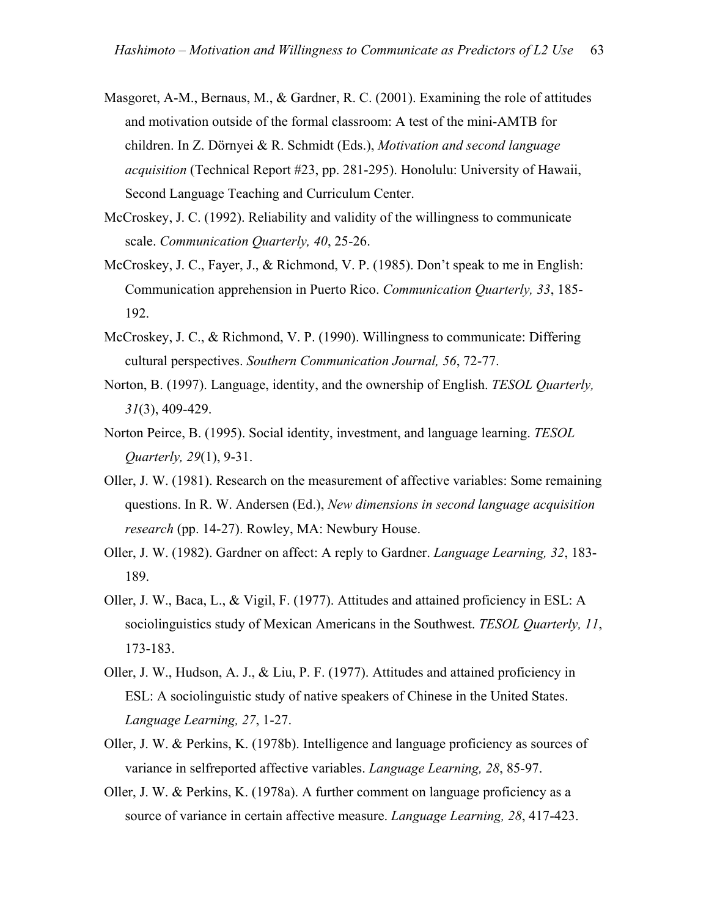Masgoret, A-M., Bernaus, M., & Gardner, R. C. (2001). Examining the role of attitudes and motivation outside of the formal classroom: A test of the mini-AMTB for children. In Z. Dörnyei & R. Schmidt (Eds.), *Motivation and second language acquisition* (Technical Report #23, pp. 281-295). Honolulu: University of Hawaii, Second Language Teaching and Curriculum Center.

McCroskey, J. C. (1992). Reliability and validity of the willingness to communicate scale. *Communication Quarterly, 40*, 25-26.

McCroskey, J. C., Fayer, J., & Richmond, V. P. (1985). Don't speak to me in English: Communication apprehension in Puerto Rico. *Communication Quarterly, 33*, 185-192.

McCroskey, J. C., & Richmond, V. P. (1990). Willingness to communicate: Differing cultural perspectives. *Southern Communication Journal, 56*, 72-77.

Norton, B. (1997). Language, identity, and the ownership of English. *TESOL Quarterly, 31*(3), 409-429.

Norton Peirce, B. (1995). Social identity, investment, and language learning. *TESOL Quarterly, 29*(1), 9-31.

Oller, J. W. (1981). Research on the measurement of affective variables: Some remaining questions. In R. W. Andersen (Ed.), *New dimensions in second language acquisition research* (pp. 14-27). Rowley, MA: Newbury House.

Oller, J. W. (1982). Gardner on affect: A reply to Gardner. *Language Learning, 32*, 183-189.

Oller, J. W., Baca, L., & Vigil, F. (1977). Attitudes and attained proficiency in ESL: A sociolinguistics study of Mexican Americans in the Southwest. *TESOL Quarterly, 11*, 173-183.

Oller, J. W., Hudson, A. J., & Liu, P. F. (1977). Attitudes and attained proficiency in ESL: A sociolinguistic study of native speakers of Chinese in the United States. *Language Learning, 27*, 1-27.

Oller, J. W. & Perkins, K. (1978b). Intelligence and language proficiency as sources of variance in selfreported affective variables. *Language Learning, 28*, 85-97.

Oller, J. W. & Perkins, K. (1978a). A further comment on language proficiency as a source of variance in certain affective measure. *Language Learning, 28*, 417-423.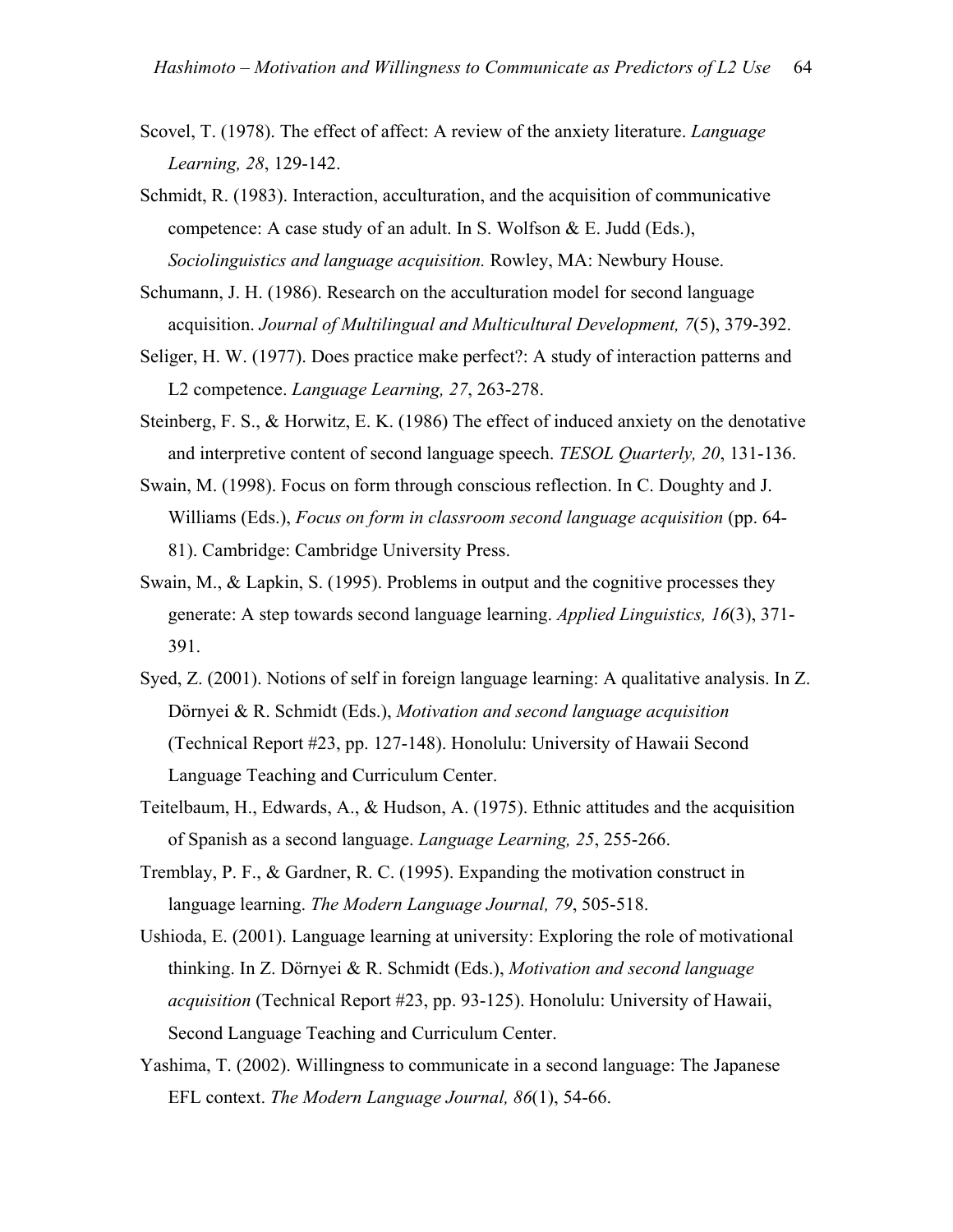Scovel, T. (1978). The effect of affect: A review of the anxiety literature. *Language Learning, 28*, 129-142.

Schmidt, R. (1983). Interaction, acculturation, and the acquisition of communicative competence: A case study of an adult. In S. Wolfson & E. Judd (Eds.), *Sociolinguistics and language acquisition.* Rowley, MA: Newbury House.

Schumann, J. H. (1986). Research on the acculturation model for second language acquisition. *Journal of Multilingual and Multicultural Development, 7*(5), 379-392.

Seliger, H. W. (1977). Does practice make perfect?: A study of interaction patterns and L2 competence. *Language Learning, 27*, 263-278.

Steinberg, F. S., & Horwitz, E. K. (1986) The effect of induced anxiety on the denotative and interpretive content of second language speech. *TESOL Quarterly, 20*, 131-136.

Swain, M. (1998). Focus on form through conscious reflection. In C. Doughty and J. Williams (Eds.), *Focus on form in classroom second language acquisition* (pp. 64-81). Cambridge: Cambridge University Press.

Swain, M., & Lapkin, S. (1995). Problems in output and the cognitive processes they generate: A step towards second language learning. *Applied Linguistics, 16*(3), 371-391.

Syed, Z. (2001). Notions of self in foreign language learning: A qualitative analysis. In Z. Dörnyei & R. Schmidt (Eds.), *Motivation and second language acquisition* (Technical Report #23, pp. 127-148). Honolulu: University of Hawaii Second Language Teaching and Curriculum Center.

Teitelbaum, H., Edwards, A., & Hudson, A. (1975). Ethnic attitudes and the acquisition of Spanish as a second language. *Language Learning, 25*, 255-266.

Tremblay, P. F., & Gardner, R. C. (1995). Expanding the motivation construct in language learning. *The Modern Language Journal, 79*, 505-518.

Ushioda, E. (2001). Language learning at university: Exploring the role of motivational thinking. In Z. Dörnyei & R. Schmidt (Eds.), *Motivation and second language acquisition* (Technical Report #23, pp. 93-125). Honolulu: University of Hawaii, Second Language Teaching and Curriculum Center.

Yashima, T. (2002). Willingness to communicate in a second language: The Japanese EFL context. *The Modern Language Journal, 86*(1), 54-66.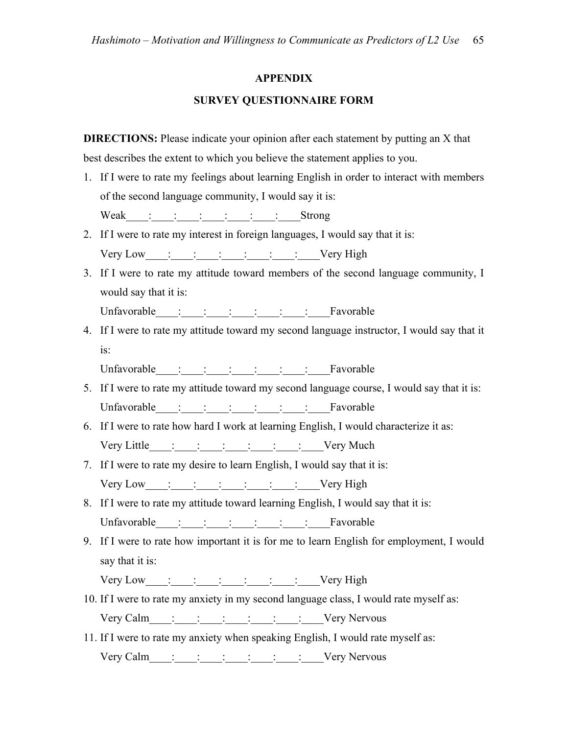## APPENDIX

## SURVEY QUESTIONNAIRE FORM

**DIRECTIONS:** Please indicate your opinion after each statement by putting an X that best describes the extent to which you believe the statement applies to you.

1. If I were to rate my feelings about learning English in order to interact with members of the second language community, I would say it is:

   Weak____:____:____:____:____:____:____Strong

2. If I were to rate my interest in foreign languages, I would say that it is:

   Very Low____:____:____:____:____:____:____Very High

3. If I were to rate my attitude toward members of the second language community, I would say that it is:

   Unfavorable____:____:____:____:____:____:____Favorable

4. If I were to rate my attitude toward my second language instructor, I would say that it is:

   Unfavorable____:____:____:____:____:____:____Favorable

5. If I were to rate my attitude toward my second language course, I would say that it is:

   Unfavorable____:____:____:____:____:____:____Favorable

6. If I were to rate how hard I work at learning English, I would characterize it as:

   Very Little____:____:____:____:____:____:____Very Much

7. If I were to rate my desire to learn English, I would say that it is:

   Very Low____:____:____:____:____:____:____Very High

8. If I were to rate my attitude toward learning English, I would say that it is:

   Unfavorable____:____:____:____:____:____:____Favorable

9. If I were to rate how important it is for me to learn English for employment, I would say that it is:

   Very Low____:____:____:____:____:____:____Very High

10. If I were to rate my anxiety in my second language class, I would rate myself as:

    Very Calm____:____:____:____:____:____:____Very Nervous

11. If I were to rate my anxiety when speaking English, I would rate myself as:

    Very Calm____:____:____:____:____:____:____Very Nervous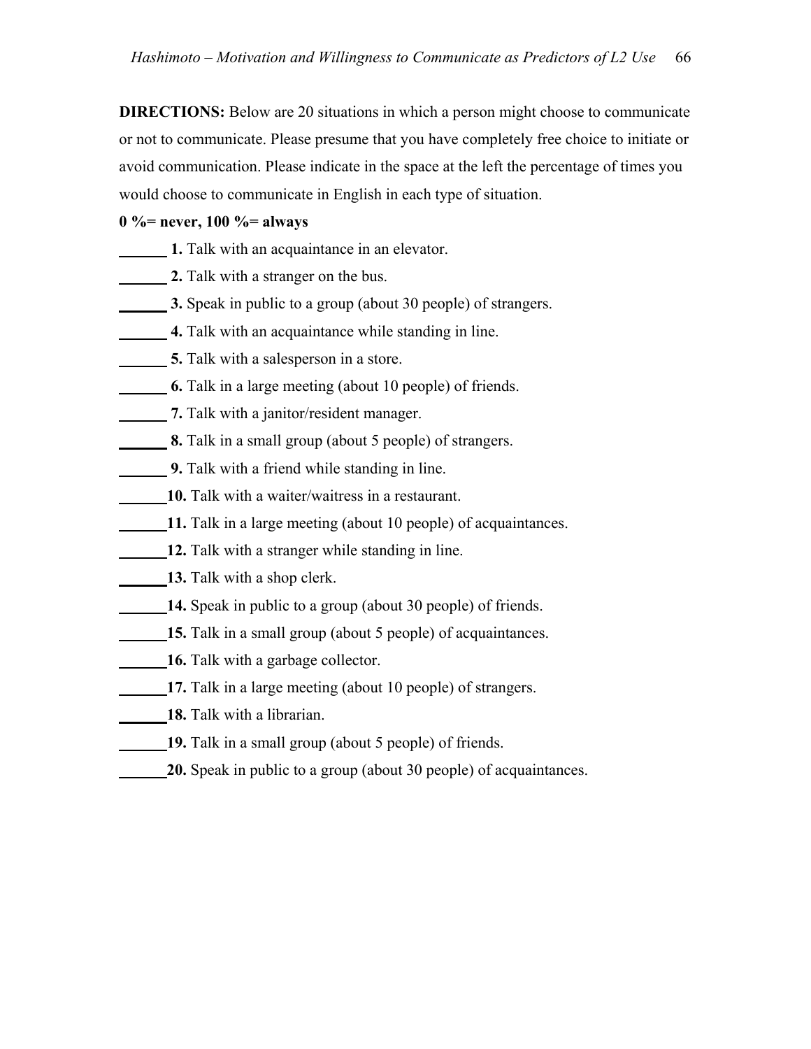**DIRECTIONS:** Below are 20 situations in which a person might choose to communicate or not to communicate. Please presume that you have completely free choice to initiate or avoid communication. Please indicate in the space at the left the percentage of times you would choose to communicate in English in each type of situation.

**0 %= never, 100 %= always**

______ **1.** Talk with an acquaintance in an elevator.

______ **2.** Talk with a stranger on the bus.

______ **3.** Speak in public to a group (about 30 people) of strangers.

______ **4.** Talk with an acquaintance while standing in line.

______ **5.** Talk with a salesperson in a store.

______ **6.** Talk in a large meeting (about 10 people) of friends.

______ **7.** Talk with a janitor/resident manager.

______ **8.** Talk in a small group (about 5 people) of strangers.

______ **9.** Talk with a friend while standing in line.

______**10.** Talk with a waiter/waitress in a restaurant.

______**11.** Talk in a large meeting (about 10 people) of acquaintances.

______**12.** Talk with a stranger while standing in line.

______**13.** Talk with a shop clerk.

______**14.** Speak in public to a group (about 30 people) of friends.

______**15.** Talk in a small group (about 5 people) of acquaintances.

______**16.** Talk with a garbage collector.

______**17.** Talk in a large meeting (about 10 people) of strangers.

______**18.** Talk with a librarian.

______**19.** Talk in a small group (about 5 people) of friends.

______**20.** Speak in public to a group (about 30 people) of acquaintances.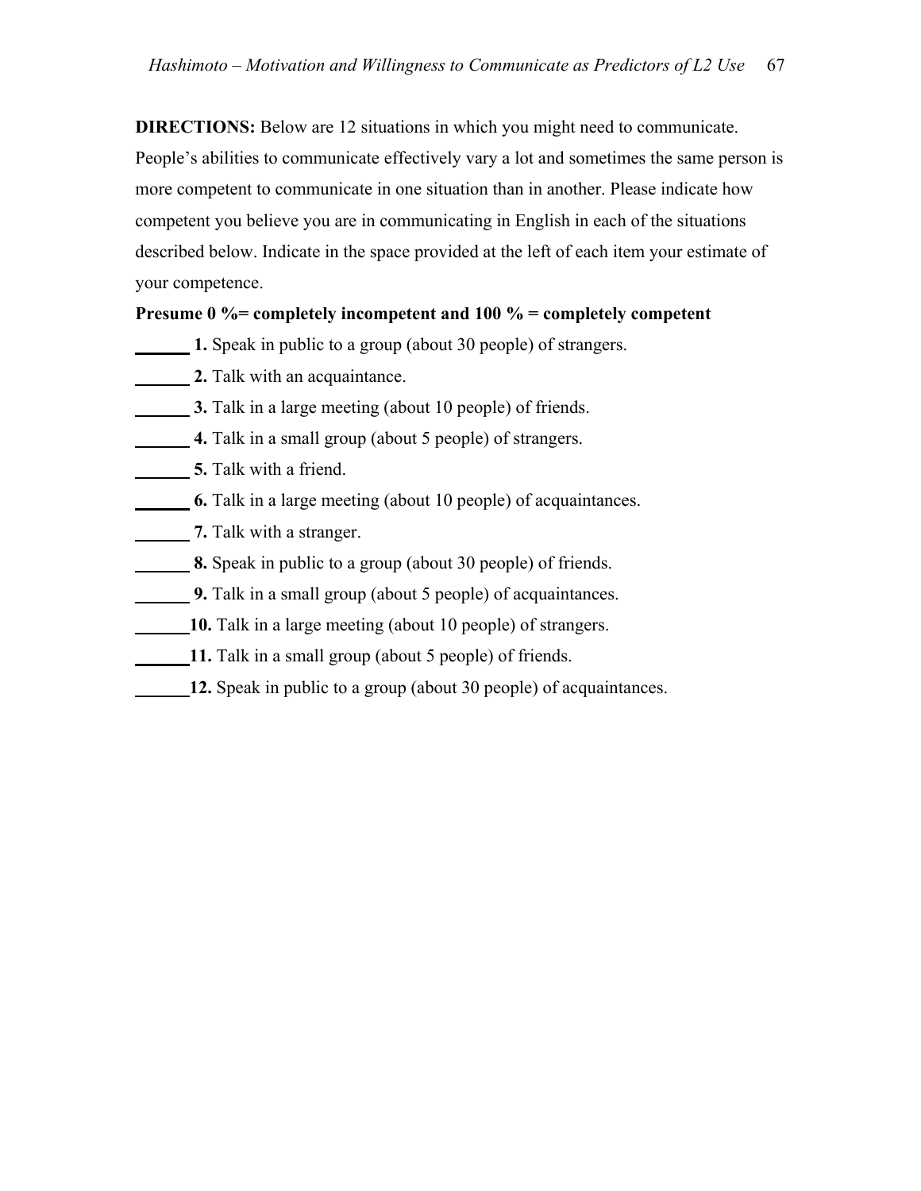**DIRECTIONS:** Below are 12 situations in which you might need to communicate. People's abilities to communicate effectively vary a lot and sometimes the same person is more competent to communicate in one situation than in another. Please indicate how competent you believe you are in communicating in English in each of the situations described below. Indicate in the space provided at the left of each item your estimate of your competence.

**Presume 0 %= completely incompetent and 100 % = completely competent**

______ **1.** Speak in public to a group (about 30 people) of strangers.

______ **2.** Talk with an acquaintance.

______ **3.** Talk in a large meeting (about 10 people) of friends.

______ **4.** Talk in a small group (about 5 people) of strangers.

______ **5.** Talk with a friend.

______ **6.** Talk in a large meeting (about 10 people) of acquaintances.

______ **7.** Talk with a stranger.

______ **8.** Speak in public to a group (about 30 people) of friends.

______ **9.** Talk in a small group (about 5 people) of acquaintances.

______**10.** Talk in a large meeting (about 10 people) of strangers.

______**11.** Talk in a small group (about 5 people) of friends.

______**12.** Speak in public to a group (about 30 people) of acquaintances.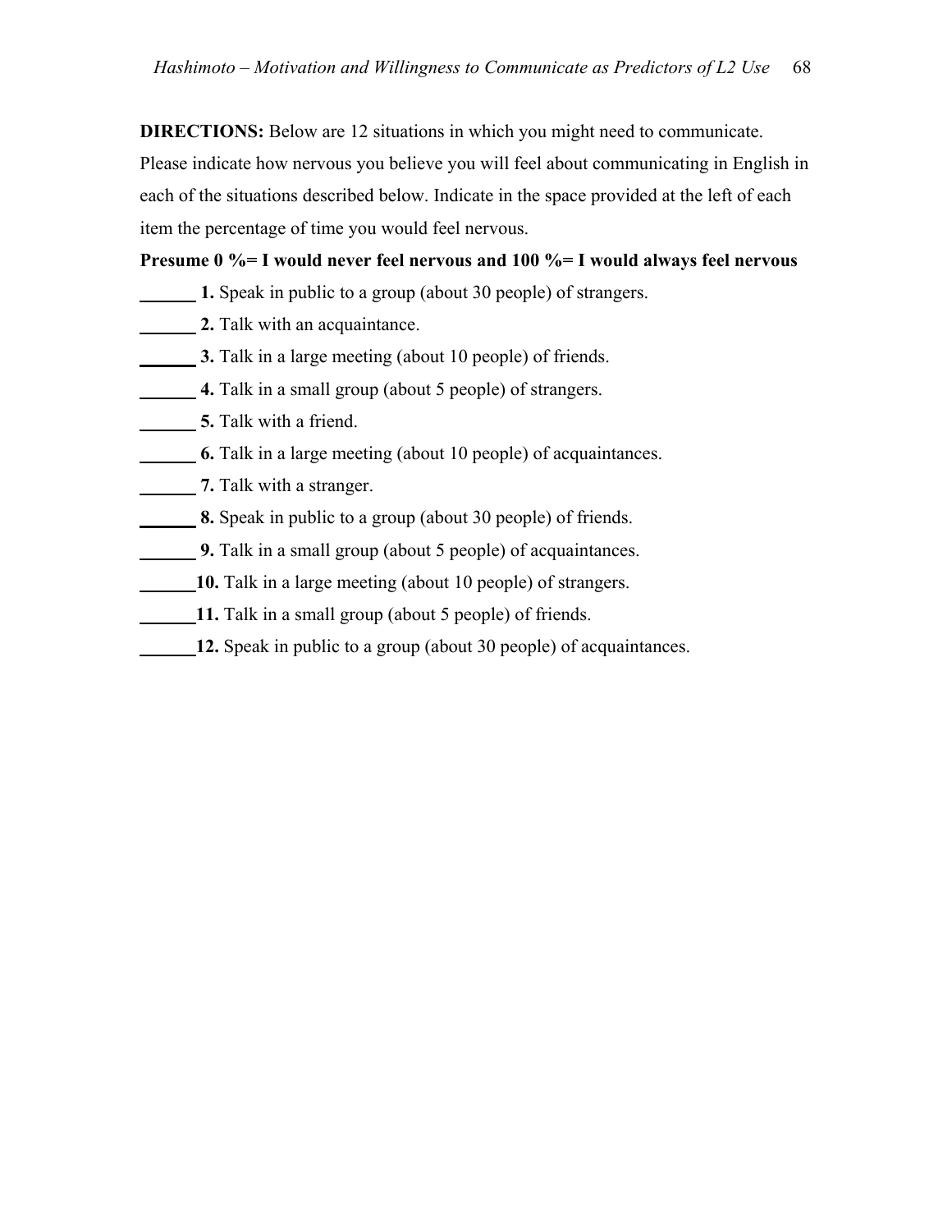**DIRECTIONS:** Below are 12 situations in which you might need to communicate. Please indicate how nervous you believe you will feel about communicating in English in each of the situations described below. Indicate in the space provided at the left of each item the percentage of time you would feel nervous.

**Presume 0 %= I would never feel nervous and 100 %= I would always feel nervous**

______ **1.** Speak in public to a group (about 30 people) of strangers.

______ **2.** Talk with an acquaintance.

______ **3.** Talk in a large meeting (about 10 people) of friends.

______ **4.** Talk in a small group (about 5 people) of strangers.

______ **5.** Talk with a friend.

______ **6.** Talk in a large meeting (about 10 people) of acquaintances.

______ **7.** Talk with a stranger.

______ **8.** Speak in public to a group (about 30 people) of friends.

______ **9.** Talk in a small group (about 5 people) of acquaintances.

______ **10.** Talk in a large meeting (about 10 people) of strangers.

______ **11.** Talk in a small group (about 5 people) of friends.

______ **12.** Speak in public to a group (about 30 people) of acquaintances.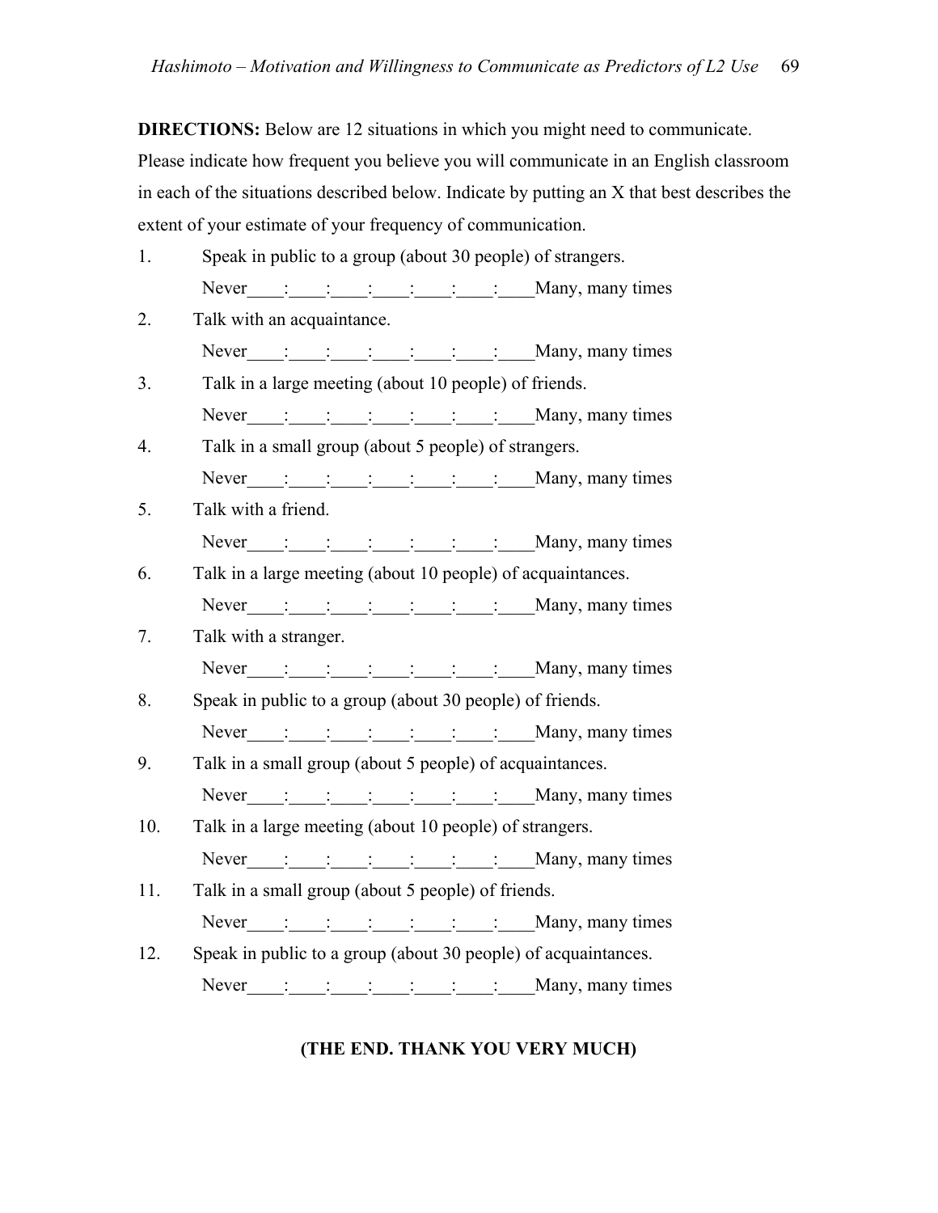**DIRECTIONS:** Below are 12 situations in which you might need to communicate. Please indicate how frequent you believe you will communicate in an English classroom in each of the situations described below. Indicate by putting an X that best describes the extent of your estimate of your frequency of communication.

1. Speak in public to a group (about 30 people) of strangers.

   Never____:____:____:____:____:____:____Many, many times

2. Talk with an acquaintance.

   Never____:____:____:____:____:____:____Many, many times

3. Talk in a large meeting (about 10 people) of friends.

   Never____:____:____:____:____:____:____Many, many times

4. Talk in a small group (about 5 people) of strangers.

   Never____:____:____:____:____:____:____Many, many times

5. Talk with a friend.

   Never____:____:____:____:____:____:____Many, many times

6. Talk in a large meeting (about 10 people) of acquaintances.

   Never____:____:____:____:____:____:____Many, many times

7. Talk with a stranger.

   Never____:____:____:____:____:____:____Many, many times

8. Speak in public to a group (about 30 people) of friends.

   Never____:____:____:____:____:____:____Many, many times

9. Talk in a small group (about 5 people) of acquaintances.

   Never____:____:____:____:____:____:____Many, many times

10. Talk in a large meeting (about 10 people) of strangers.

    Never____:____:____:____:____:____:____Many, many times

11. Talk in a small group (about 5 people) of friends.

    Never____:____:____:____:____:____:____Many, many times

12. Speak in public to a group (about 30 people) of acquaintances.

    Never____:____:____:____:____:____:____Many, many times

**(THE END. THANK YOU VERY MUCH)**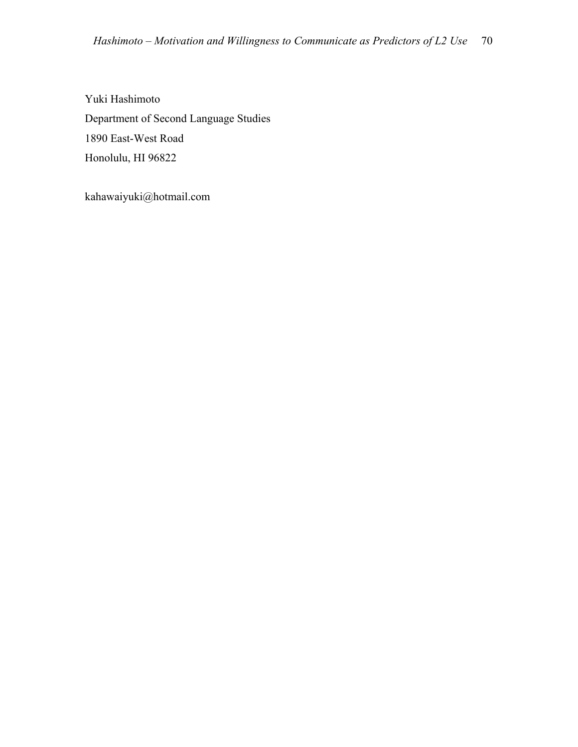Yuki Hashimoto
Department of Second Language Studies
1890 East-West Road
Honolulu, HI 96822

kahawaiyuki@hotmail.com